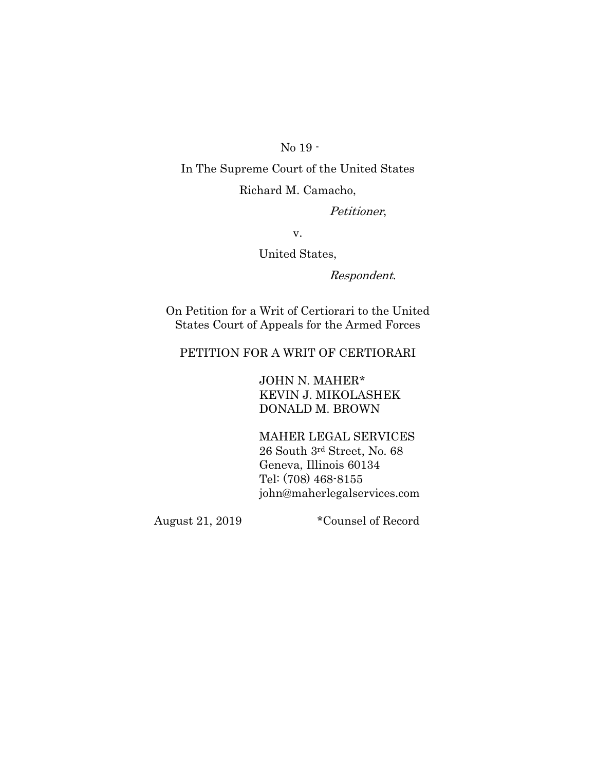No 19 -

In The Supreme Court of the United States

Richard M. Camacho,

*Petitioner*,

v.

United States,

*Respondent*.

On Petition for a Writ of Certiorari to the United States Court of Appeals for the Armed Forces

PETITION FOR A WRIT OF CERTIORARI

JOHN N. MAHER*
KEVIN J. MIKOLASHEK
DONALD M. BROWN

MAHER LEGAL SERVICES
26 South 3rd Street, No. 68
Geneva, Illinois 60134
Tel: (708) 468-8155
john@maherlegalservices.com

August 21, 2019

*Counsel of Record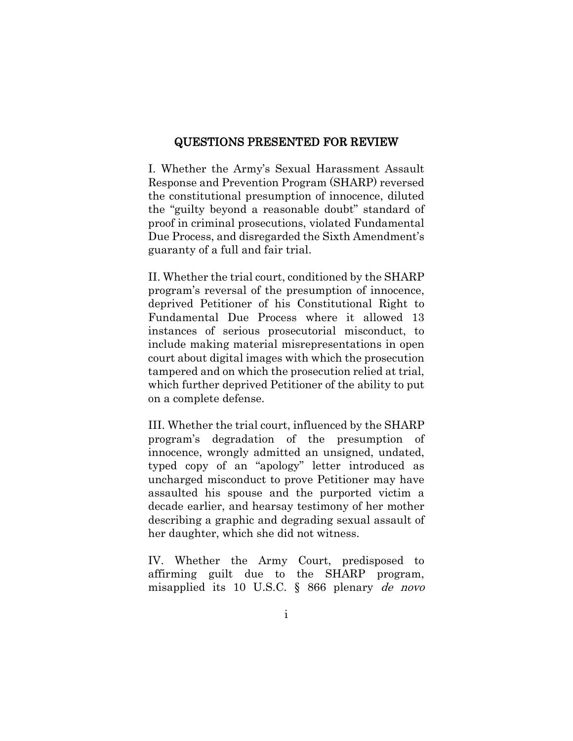## QUESTIONS PRESENTED FOR REVIEW

I. Whether the Army's Sexual Harassment Assault Response and Prevention Program (SHARP) reversed the constitutional presumption of innocence, diluted the "guilty beyond a reasonable doubt" standard of proof in criminal prosecutions, violated Fundamental Due Process, and disregarded the Sixth Amendment's guaranty of a full and fair trial.

II. Whether the trial court, conditioned by the SHARP program's reversal of the presumption of innocence, deprived Petitioner of his Constitutional Right to Fundamental Due Process where it allowed 13 instances of serious prosecutorial misconduct, to include making material misrepresentations in open court about digital images with which the prosecution tampered and on which the prosecution relied at trial, which further deprived Petitioner of the ability to put on a complete defense.

III. Whether the trial court, influenced by the SHARP program's degradation of the presumption of innocence, wrongly admitted an unsigned, undated, typed copy of an "apology" letter introduced as uncharged misconduct to prove Petitioner may have assaulted his spouse and the purported victim a decade earlier, and hearsay testimony of her mother describing a graphic and degrading sexual assault of her daughter, which she did not witness.

IV. Whether the Army Court, predisposed to affirming guilt due to the SHARP program, misapplied its 10 U.S.C. § 866 plenary *de novo*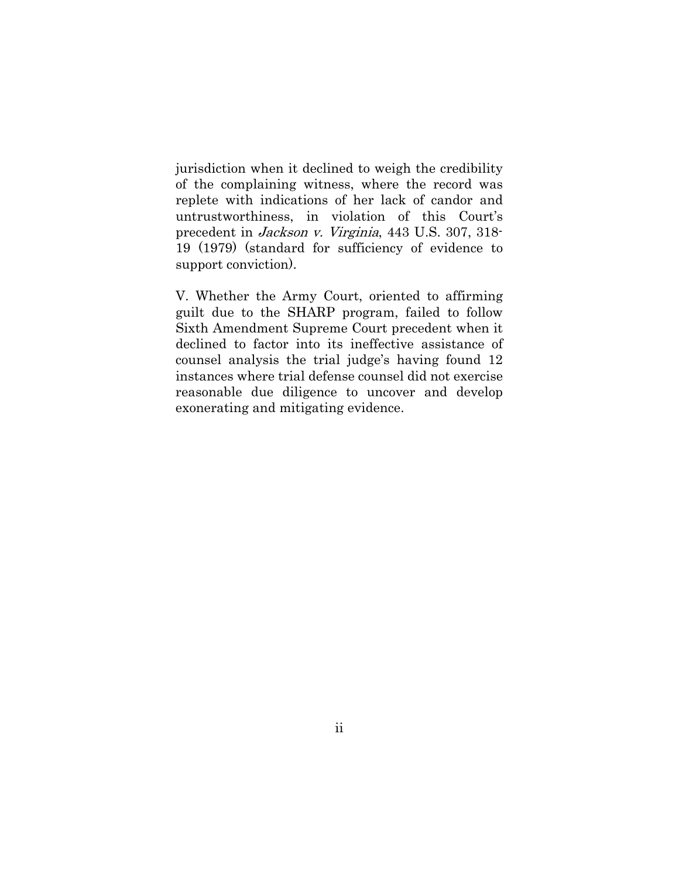jurisdiction when it declined to weigh the credibility of the complaining witness, where the record was replete with indications of her lack of candor and untrustworthiness, in violation of this Court's precedent in *Jackson v. Virginia*, 443 U.S. 307, 318-19 (1979) (standard for sufficiency of evidence to support conviction).

V. Whether the Army Court, oriented to affirming guilt due to the SHARP program, failed to follow Sixth Amendment Supreme Court precedent when it declined to factor into its ineffective assistance of counsel analysis the trial judge's having found 12 instances where trial defense counsel did not exercise reasonable due diligence to uncover and develop exonerating and mitigating evidence.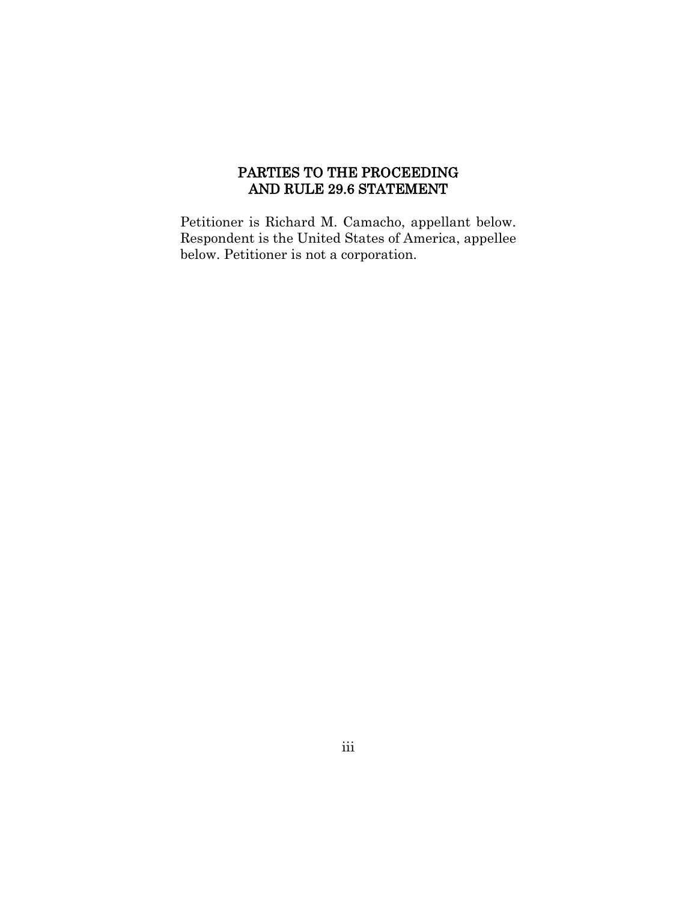## PARTIES TO THE PROCEEDING AND RULE 29.6 STATEMENT

Petitioner is Richard M. Camacho, appellant below. Respondent is the United States of America, appellee below. Petitioner is not a corporation.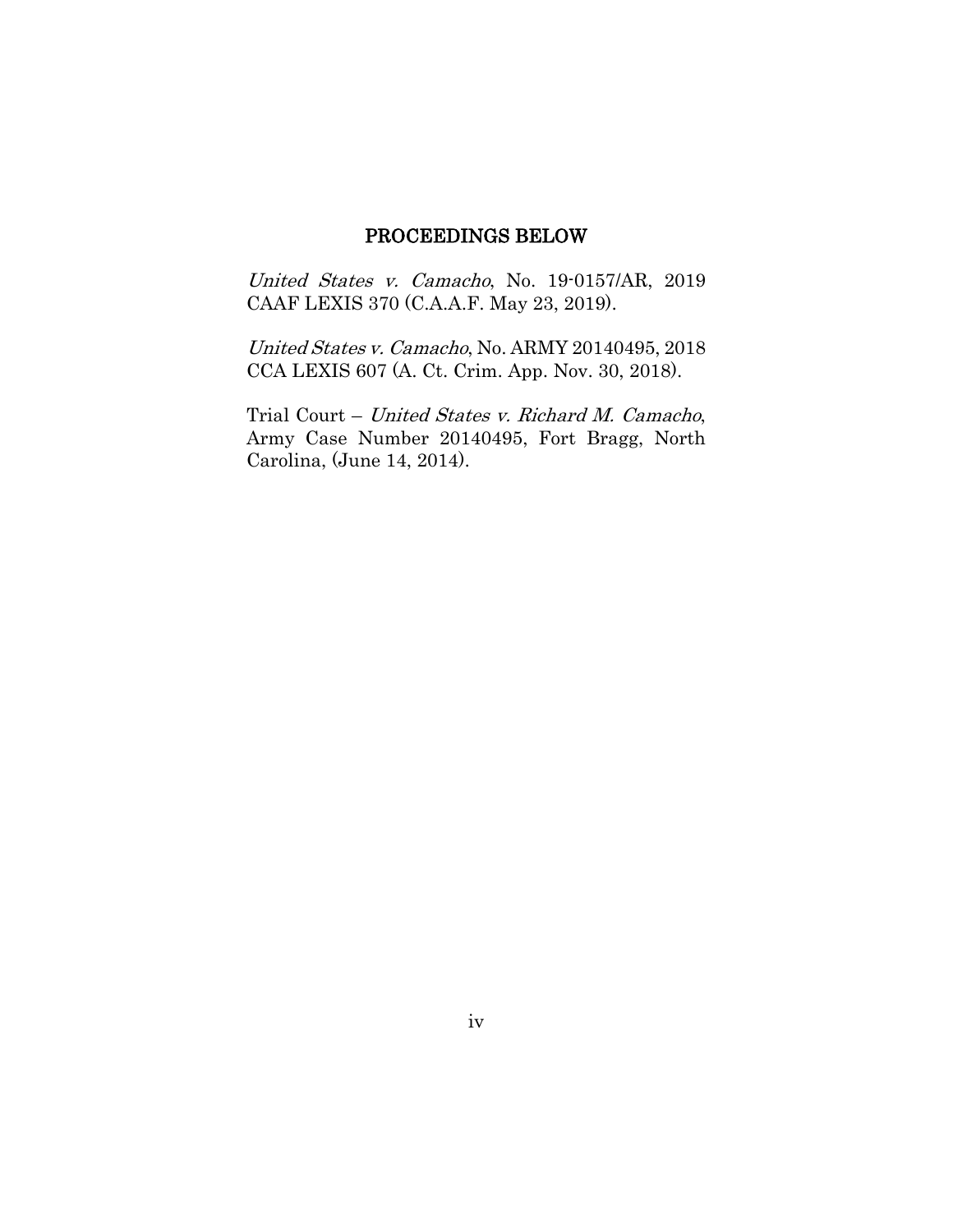## PROCEEDINGS BELOW

*United States v. Camacho*, No. 19-0157/AR, 2019 CAAF LEXIS 370 (C.A.A.F. May 23, 2019).

*United States v. Camacho*, No. ARMY 20140495, 2018 CCA LEXIS 607 (A. Ct. Crim. App. Nov. 30, 2018).

Trial Court – *United States v. Richard M. Camacho*, Army Case Number 20140495, Fort Bragg, North Carolina, (June 14, 2014).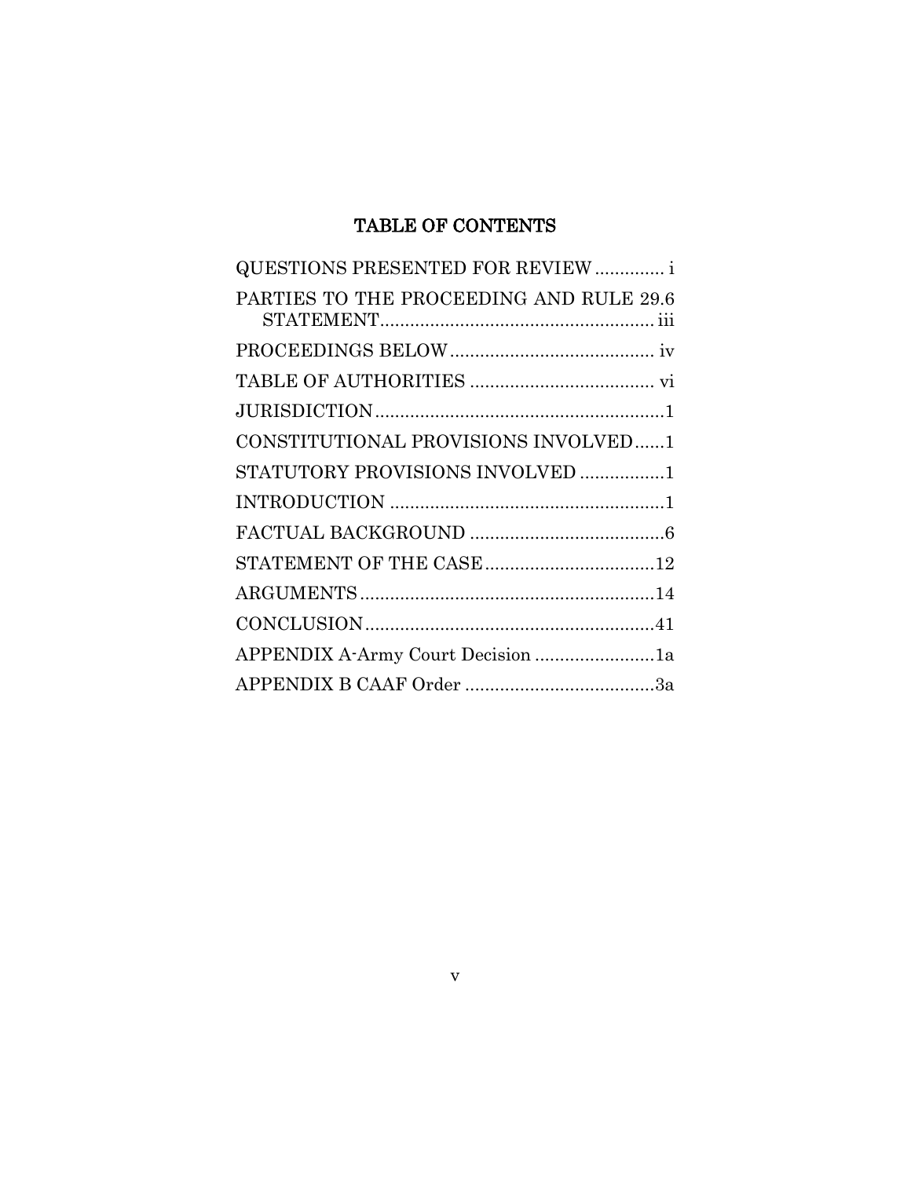# TABLE OF CONTENTS

QUESTIONS PRESENTED FOR REVIEW ............. i

PARTIES TO THE PROCEEDING AND RULE 29.6 STATEMENT....................................................... iii

PROCEEDINGS BELOW......................................... iv

TABLE OF AUTHORITIES ..................................... vi

JURISDICTION..........................................................1

CONSTITUTIONAL PROVISIONS INVOLVED......1

STATUTORY PROVISIONS INVOLVED .................1

INTRODUCTION .......................................................1

FACTUAL BACKGROUND .......................................6

STATEMENT OF THE CASE..................................12

ARGUMENTS...........................................................14

CONCLUSION..........................................................41

APPENDIX A-Army Court Decision ........................1a

APPENDIX B CAAF Order ......................................3a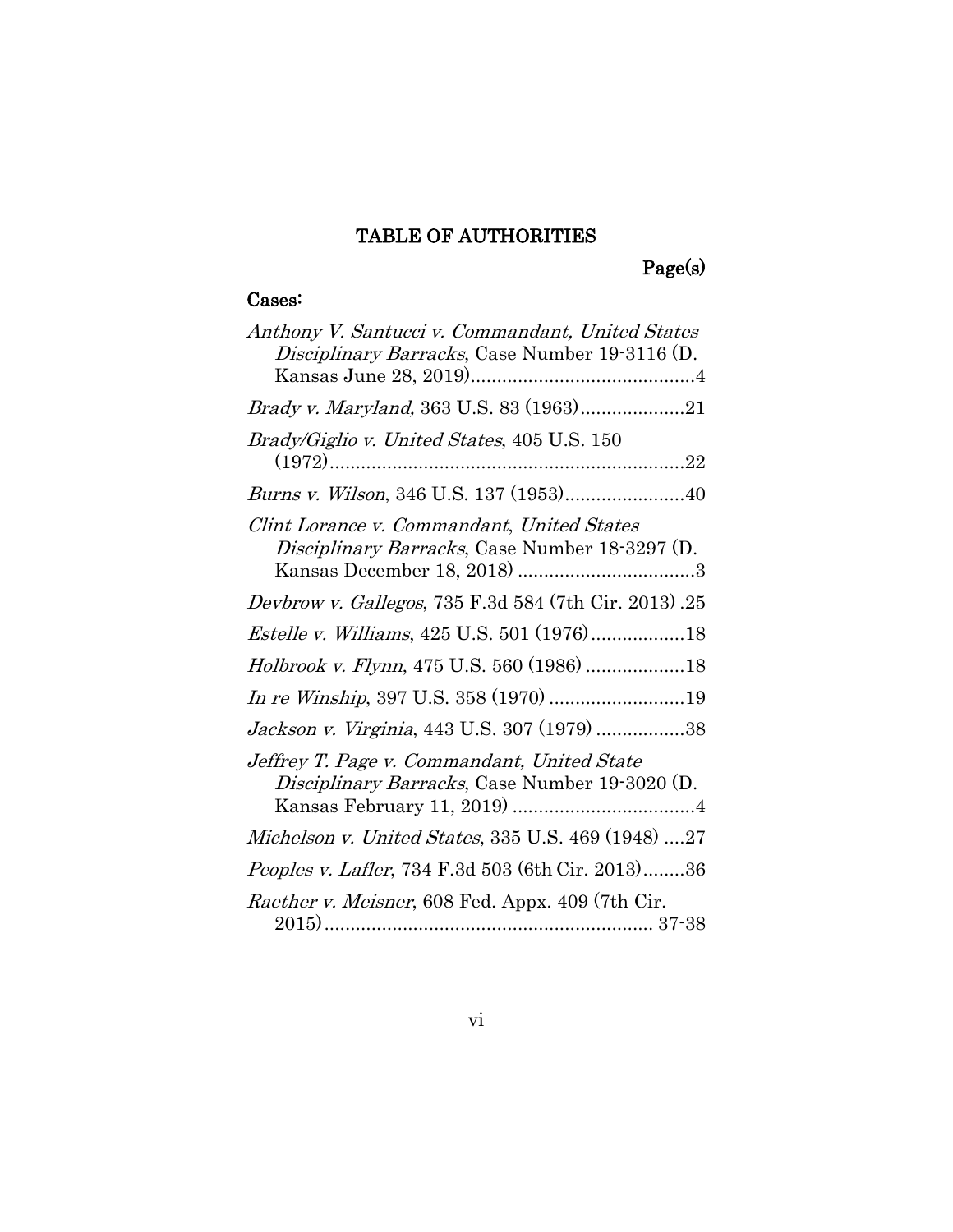# TABLE OF AUTHORITIES

**Page(s)**

**Cases:**

*Anthony V. Santucci v. Commandant, United States Disciplinary Barracks*, Case Number 19-3116 (D. Kansas June 28, 2019)...........................................4

*Brady v. Maryland,* 363 U.S. 83 (1963)....................21

*Brady/Giglio v. United States*, 405 U.S. 150 (1972)....................................................................22

*Burns v. Wilson*, 346 U.S. 137 (1953).......................40

*Clint Lorance v. Commandant*, *United States Disciplinary Barracks*, Case Number 18-3297 (D. Kansas December 18, 2018) ..................................3

*Devbrow v. Gallegos*, 735 F.3d 584 (7th Cir. 2013) .25

*Estelle v. Williams*, 425 U.S. 501 (1976)..................18

*Holbrook v. Flynn*, 475 U.S. 560 (1986) ...................18

*In re Winship*, 397 U.S. 358 (1970) ..........................19

*Jackson v. Virginia*, 443 U.S. 307 (1979) .................38

*Jeffrey T. Page v. Commandant, United State Disciplinary Barracks*, Case Number 19-3020 (D. Kansas February 11, 2019) ...................................4

*Michelson v. United States*, 335 U.S. 469 (1948) ....27

*Peoples v. Lafler*, 734 F.3d 503 (6th Cir. 2013)........36

*Raether v. Meisner*, 608 Fed. Appx. 409 (7th Cir. 2015)............................................................... 37-38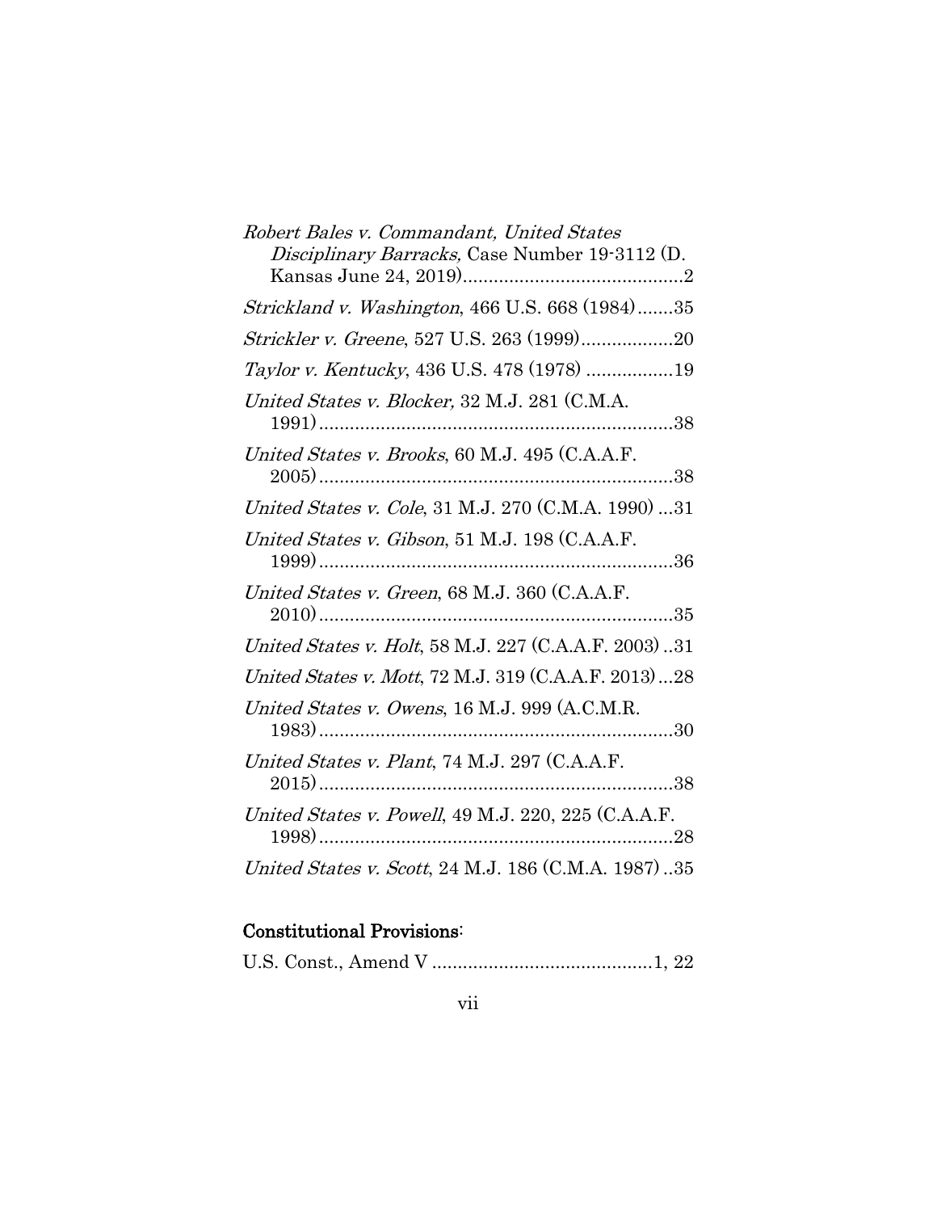*Robert Bales v. Commandant, United States Disciplinary Barracks,* Case Number 19-3112 (D. Kansas June 24, 2019)..........................................2

*Strickland v. Washington*, 466 U.S. 668 (1984).......35

*Strickler v. Greene*, 527 U.S. 263 (1999)..................20

*Taylor v. Kentucky*, 436 U.S. 478 (1978) .................19

*United States v. Blocker,* 32 M.J. 281 (C.M.A. 1991).....................................................................38

*United States v. Brooks*, 60 M.J. 495 (C.A.A.F. 2005).....................................................................38

*United States v. Cole*, 31 M.J. 270 (C.M.A. 1990) ...31

*United States v. Gibson*, 51 M.J. 198 (C.A.A.F. 1999).....................................................................36

*United States v. Green*, 68 M.J. 360 (C.A.A.F. 2010).....................................................................35

*United States v. Holt*, 58 M.J. 227 (C.A.A.F. 2003) ..31

*United States v. Mott*, 72 M.J. 319 (C.A.A.F. 2013)...28

*United States v. Owens*, 16 M.J. 999 (A.C.M.R. 1983).....................................................................30

*United States v. Plant*, 74 M.J. 297 (C.A.A.F. 2015).....................................................................38

*United States v. Powell*, 49 M.J. 220, 225 (C.A.A.F. 1998).....................................................................28

*United States v. Scott*, 24 M.J. 186 (C.M.A. 1987) ..35

**Constitutional Provisions**:

U.S. Const., Amend V ...........................................1, 22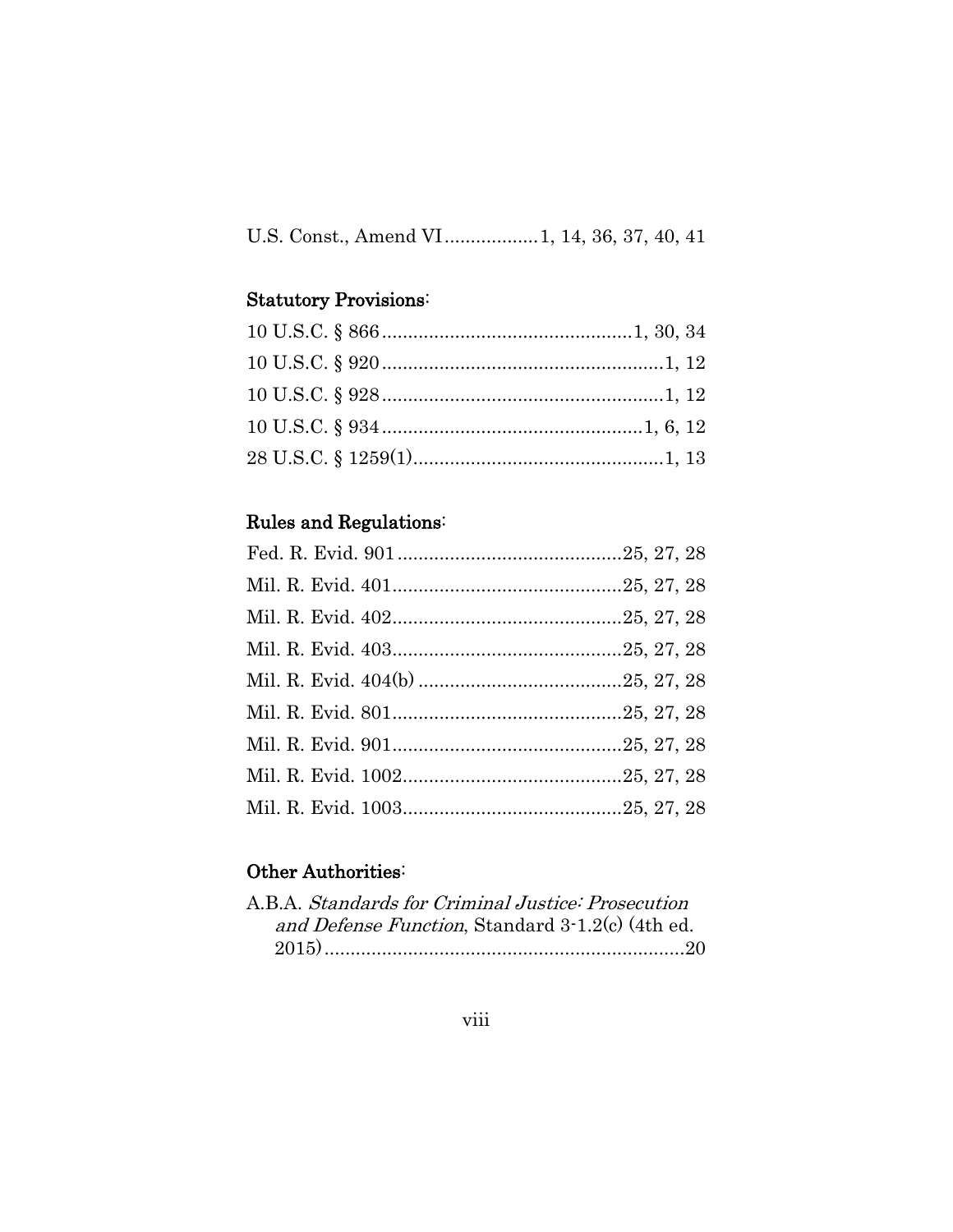U.S. Const., Amend VI.................1, 14, 36, 37, 40, 41

**Statutory Provisions:**

10 U.S.C. § 866...............................................1, 30, 34

10 U.S.C. § 920.....................................................1, 12

10 U.S.C. § 928.....................................................1, 12

10 U.S.C. § 934.................................................1, 6, 12

28 U.S.C. § 1259(1)...............................................1, 13

**Rules and Regulations:**

Fed. R. Evid. 901..........................................25, 27, 28

Mil. R. Evid. 401...........................................25, 27, 28

Mil. R. Evid. 402...........................................25, 27, 28

Mil. R. Evid. 403...........................................25, 27, 28

Mil. R. Evid. 404(b) ......................................25, 27, 28

Mil. R. Evid. 801...........................................25, 27, 28

Mil. R. Evid. 901...........................................25, 27, 28

Mil. R. Evid. 1002.........................................25, 27, 28

Mil. R. Evid. 1003.........................................25, 27, 28

**Other Authorities:**

A.B.A. *Standards for Criminal Justice: Prosecution and Defense Function*, Standard 3-1.2(c) (4th ed. 2015)....................................................................20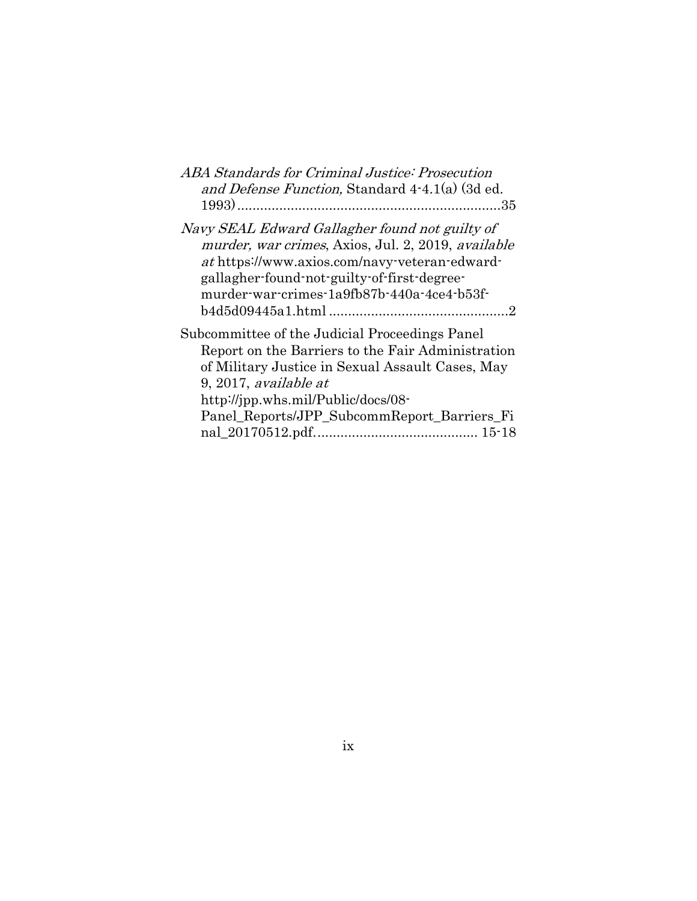*ABA Standards for Criminal Justice: Prosecution and Defense Function,* Standard 4-4.1(a) (3d ed. 1993)....................................................................35

*Navy SEAL Edward Gallagher found not guilty of murder, war crimes*, Axios, Jul. 2, 2019, *available at* https://www.axios.com/navy-veteran-edward-gallagher-found-not-guilty-of-first-degree-murder-war-crimes-1a9fb87b-440a-4ce4-b53f-b4d5d09445a1.html ..............................................2

Subcommittee of the Judicial Proceedings Panel Report on the Barriers to the Fair Administration of Military Justice in Sexual Assault Cases, May 9, 2017, *available at* http://jpp.whs.mil/Public/docs/08-Panel_Reports/JPP_SubcommReport_Barriers_Final_20170512.pdf.......................................... 15-18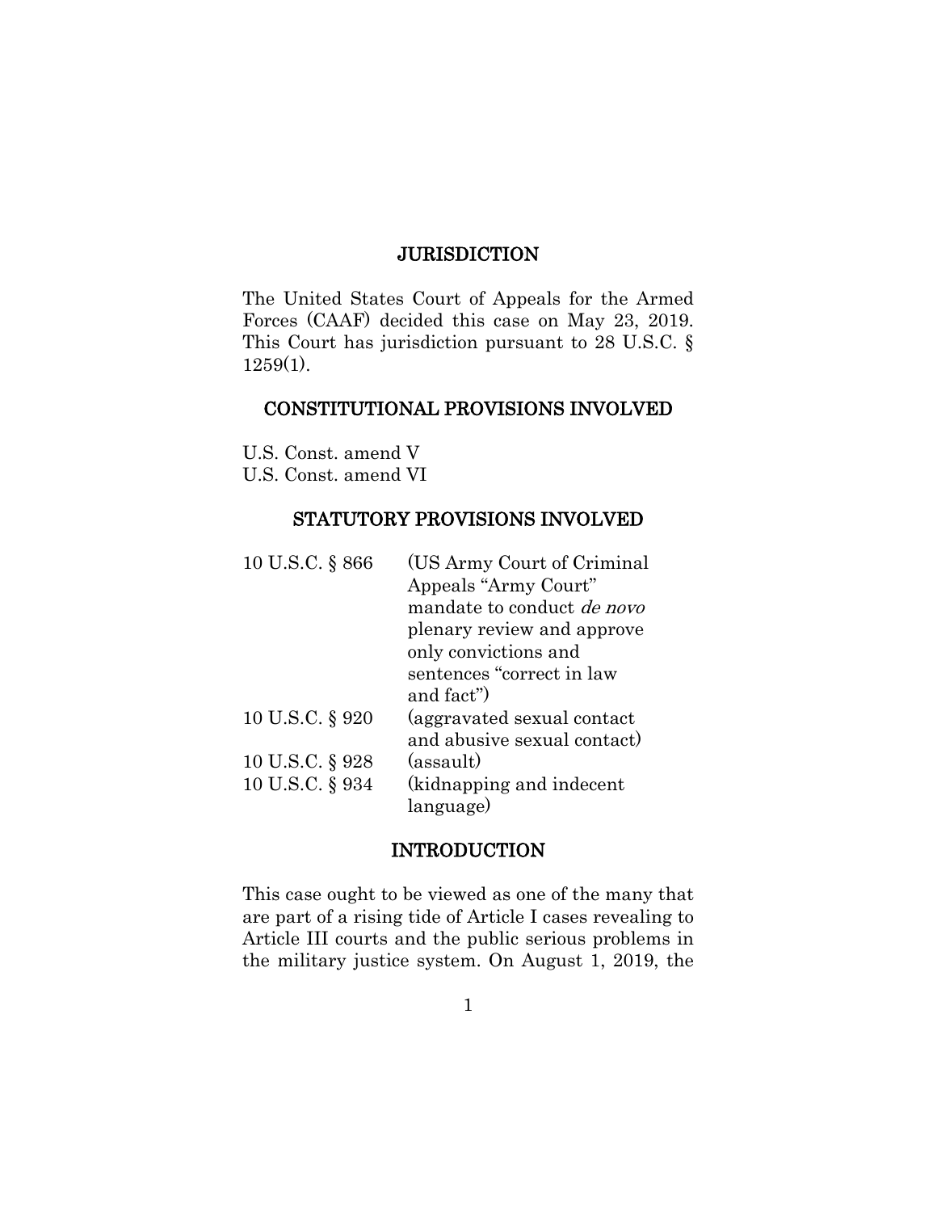## JURISDICTION

The United States Court of Appeals for the Armed Forces (CAAF) decided this case on May 23, 2019. This Court has jurisdiction pursuant to 28 U.S.C. § 1259(1).

## CONSTITUTIONAL PROVISIONS INVOLVED

U.S. Const. amend V
U.S. Const. amend VI

## STATUTORY PROVISIONS INVOLVED

| | |
|---|---|
| 10 U.S.C. § 866 | (US Army Court of Criminal Appeals "Army Court" mandate to conduct *de novo* plenary review and approve only convictions and sentences "correct in law and fact") |
| 10 U.S.C. § 920 | (aggravated sexual contact and abusive sexual contact) |
| 10 U.S.C. § 928 | (assault) |
| 10 U.S.C. § 934 | (kidnapping and indecent language) |

## INTRODUCTION

This case ought to be viewed as one of the many that are part of a rising tide of Article I cases revealing to Article III courts and the public serious problems in the military justice system. On August 1, 2019, the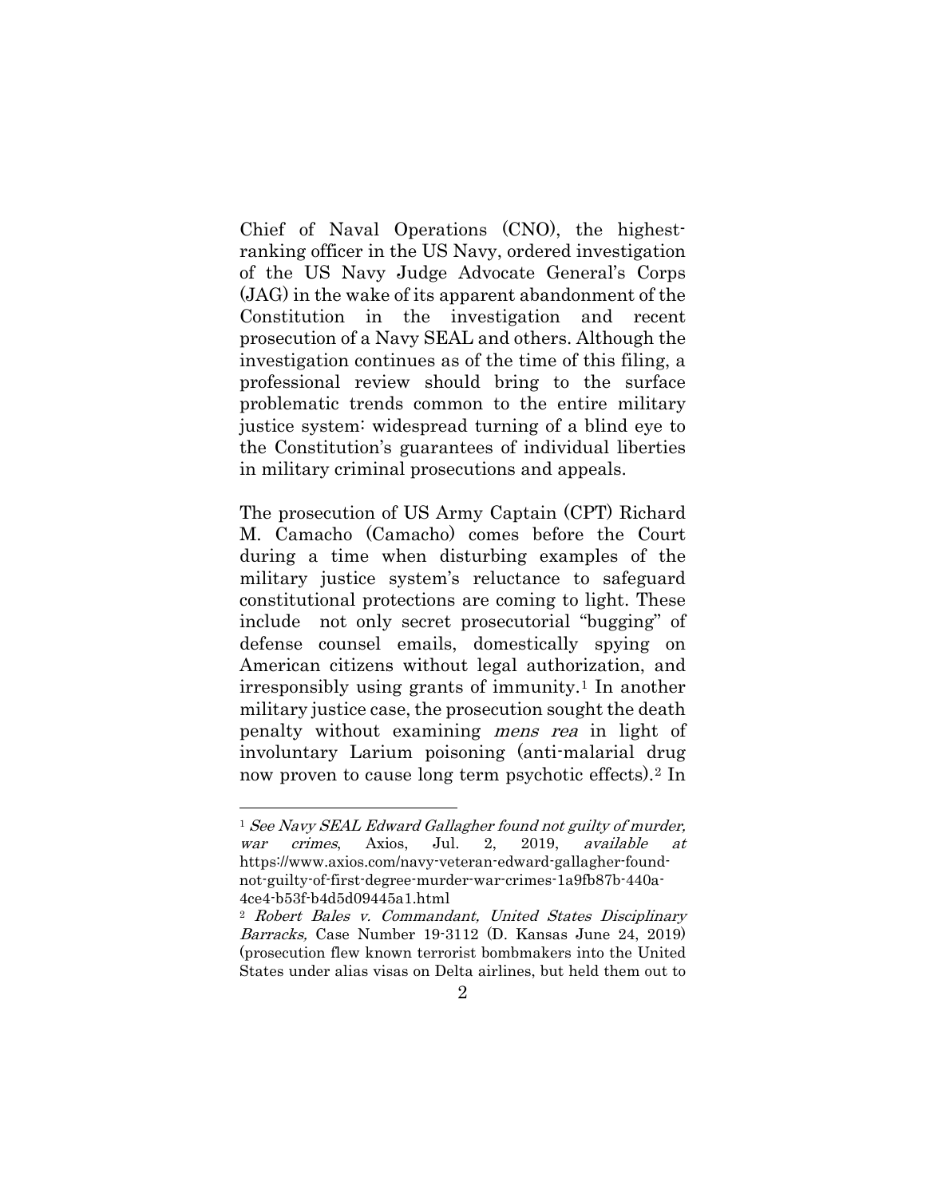Chief of Naval Operations (CNO), the highest-ranking officer in the US Navy, ordered investigation of the US Navy Judge Advocate General's Corps (JAG) in the wake of its apparent abandonment of the Constitution in the investigation and recent prosecution of a Navy SEAL and others. Although the investigation continues as of the time of this filing, a professional review should bring to the surface problematic trends common to the entire military justice system: widespread turning of a blind eye to the Constitution's guarantees of individual liberties in military criminal prosecutions and appeals.

The prosecution of US Army Captain (CPT) Richard M. Camacho (Camacho) comes before the Court during a time when disturbing examples of the military justice system's reluctance to safeguard constitutional protections are coming to light. These include not only secret prosecutorial "bugging" of defense counsel emails, domestically spying on American citizens without legal authorization, and irresponsibly using grants of immunity.[1] In another military justice case, the prosecution sought the death penalty without examining *mens rea* in light of involuntary Larium poisoning (anti-malarial drug now proven to cause long term psychotic effects).[2] In

---

[1] *See Navy SEAL Edward Gallagher found not guilty of murder, war crimes*, Axios, Jul. 2, 2019, *available at* https://www.axios.com/navy-veteran-edward-gallagher-found-not-guilty-of-first-degree-murder-war-crimes-1a9fb87b-440a-4ce4-b53f-b4d5d09445a1.html

[2] *Robert Bales v. Commandant, United States Disciplinary Barracks,* Case Number 19-3112 (D. Kansas June 24, 2019) (prosecution flew known terrorist bombmakers into the United States under alias visas on Delta airlines, but held them out to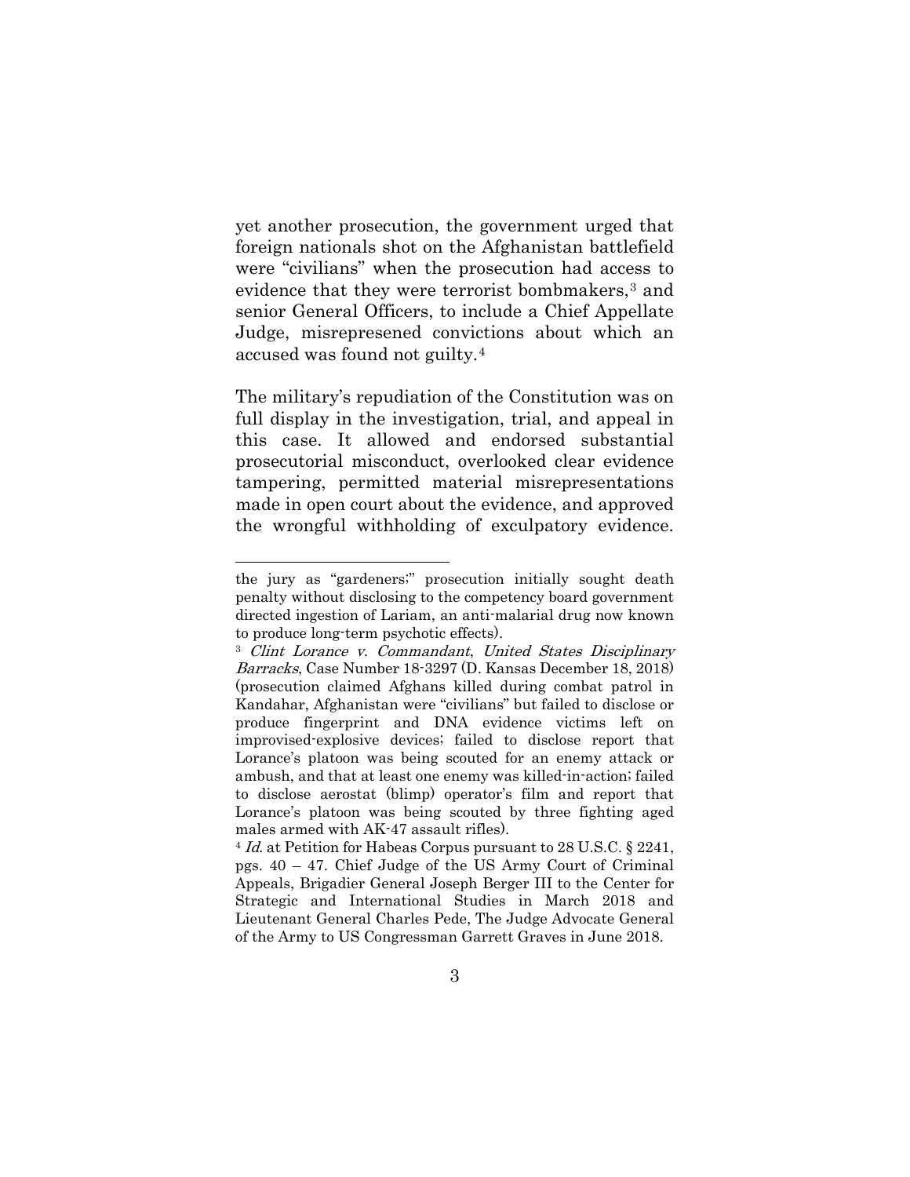yet another prosecution, the government urged that foreign nationals shot on the Afghanistan battlefield were "civilians" when the prosecution had access to evidence that they were terrorist bombmakers,[3] and senior General Officers, to include a Chief Appellate Judge, misrepresened convictions about which an accused was found not guilty.[4]

The military's repudiation of the Constitution was on full display in the investigation, trial, and appeal in this case. It allowed and endorsed substantial prosecutorial misconduct, overlooked clear evidence tampering, permitted material misrepresentations made in open court about the evidence, and approved the wrongful withholding of exculpatory evidence.

---

the jury as "gardeners;" prosecution initially sought death penalty without disclosing to the competency board government directed ingestion of Lariam, an anti-malarial drug now known to produce long-term psychotic effects).

[3] *Clint Lorance v. Commandant, United States Disciplinary Barracks*, Case Number 18-3297 (D. Kansas December 18, 2018) (prosecution claimed Afghans killed during combat patrol in Kandahar, Afghanistan were "civilians" but failed to disclose or produce fingerprint and DNA evidence victims left on improvised-explosive devices; failed to disclose report that Lorance's platoon was being scouted for an enemy attack or ambush, and that at least one enemy was killed-in-action; failed to disclose aerostat (blimp) operator's film and report that Lorance's platoon was being scouted by three fighting aged males armed with AK-47 assault rifles).

[4] *Id.* at Petition for Habeas Corpus pursuant to 28 U.S.C. § 2241, pgs. 40 – 47. Chief Judge of the US Army Court of Criminal Appeals, Brigadier General Joseph Berger III to the Center for Strategic and International Studies in March 2018 and Lieutenant General Charles Pede, The Judge Advocate General of the Army to US Congressman Garrett Graves in June 2018.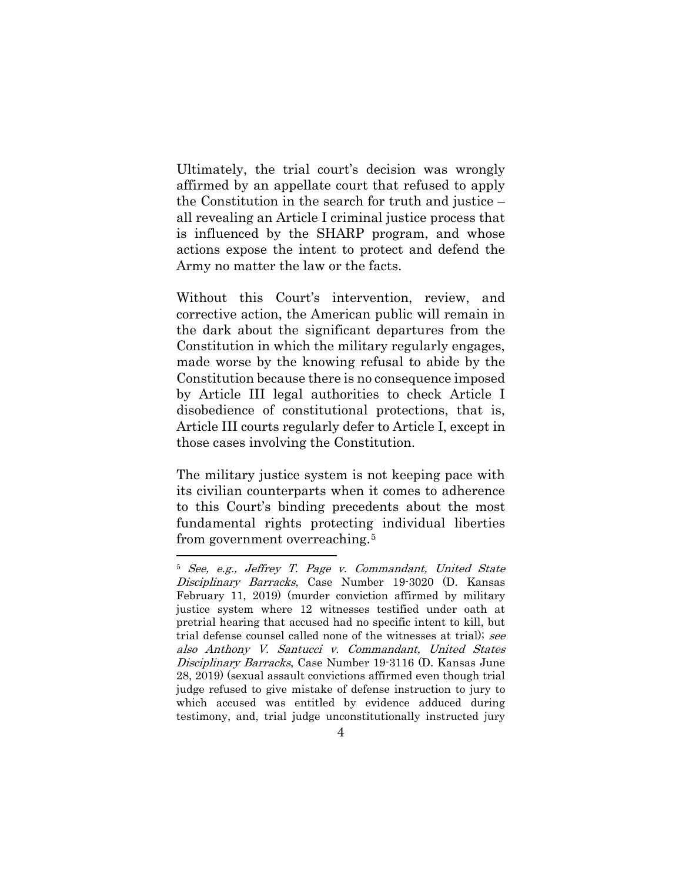Ultimately, the trial court's decision was wrongly affirmed by an appellate court that refused to apply the Constitution in the search for truth and justice – all revealing an Article I criminal justice process that is influenced by the SHARP program, and whose actions expose the intent to protect and defend the Army no matter the law or the facts.

Without this Court's intervention, review, and corrective action, the American public will remain in the dark about the significant departures from the Constitution in which the military regularly engages, made worse by the knowing refusal to abide by the Constitution because there is no consequence imposed by Article III legal authorities to check Article I disobedience of constitutional protections, that is, Article III courts regularly defer to Article I, except in those cases involving the Constitution.

The military justice system is not keeping pace with its civilian counterparts when it comes to adherence to this Court's binding precedents about the most fundamental rights protecting individual liberties from government overreaching.[5]

---

[5] *See, e.g., Jeffrey T. Page v. Commandant, United State Disciplinary Barracks*, Case Number 19-3020 (D. Kansas February 11, 2019) (murder conviction affirmed by military justice system where 12 witnesses testified under oath at pretrial hearing that accused had no specific intent to kill, but trial defense counsel called none of the witnesses at trial); *see also Anthony V. Santucci v. Commandant, United States Disciplinary Barracks*, Case Number 19-3116 (D. Kansas June 28, 2019) (sexual assault convictions affirmed even though trial judge refused to give mistake of defense instruction to jury to which accused was entitled by evidence adduced during testimony, and, trial judge unconstitutionally instructed jury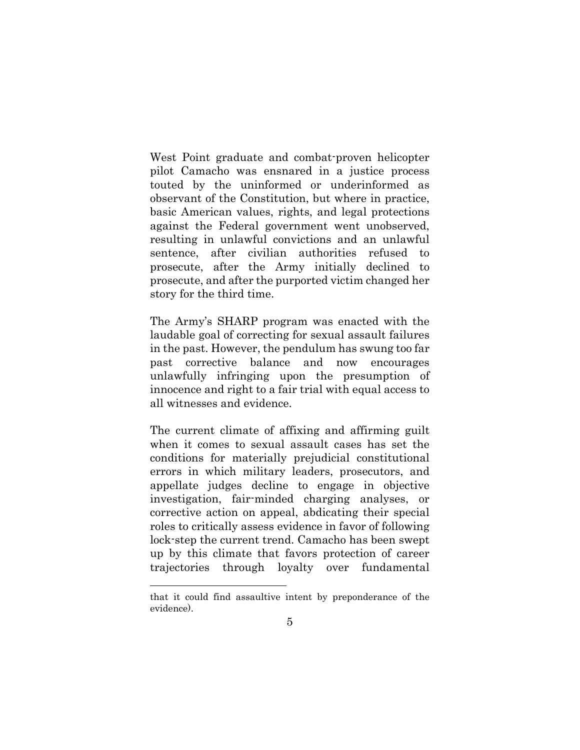West Point graduate and combat-proven helicopter pilot Camacho was ensnared in a justice process touted by the uninformed or underinformed as observant of the Constitution, but where in practice, basic American values, rights, and legal protections against the Federal government went unobserved, resulting in unlawful convictions and an unlawful sentence, after civilian authorities refused to prosecute, after the Army initially declined to prosecute, and after the purported victim changed her story for the third time.

The Army's SHARP program was enacted with the laudable goal of correcting for sexual assault failures in the past. However, the pendulum has swung too far past corrective balance and now encourages unlawfully infringing upon the presumption of innocence and right to a fair trial with equal access to all witnesses and evidence.

The current climate of affixing and affirming guilt when it comes to sexual assault cases has set the conditions for materially prejudicial constitutional errors in which military leaders, prosecutors, and appellate judges decline to engage in objective investigation, fair-minded charging analyses, or corrective action on appeal, abdicating their special roles to critically assess evidence in favor of following lock-step the current trend. Camacho has been swept up by this climate that favors protection of career trajectories through loyalty over fundamental

that it could find assaultive intent by preponderance of the evidence).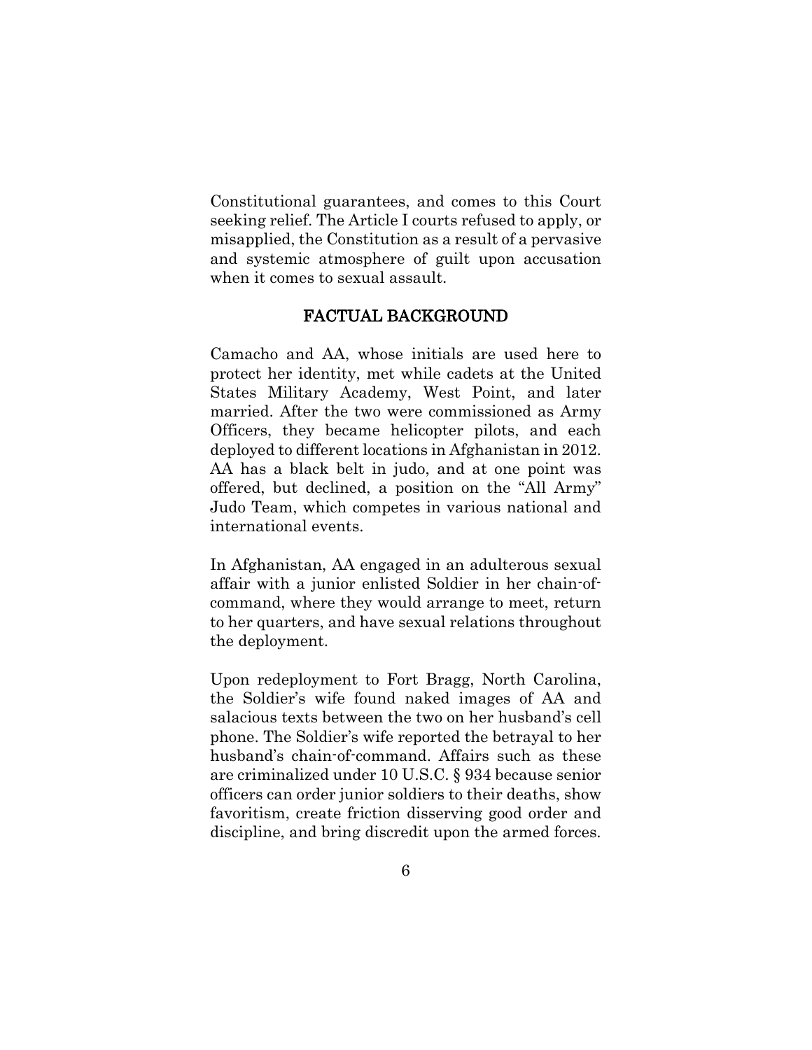Constitutional guarantees, and comes to this Court seeking relief. The Article I courts refused to apply, or misapplied, the Constitution as a result of a pervasive and systemic atmosphere of guilt upon accusation when it comes to sexual assault.

## FACTUAL BACKGROUND

Camacho and AA, whose initials are used here to protect her identity, met while cadets at the United States Military Academy, West Point, and later married. After the two were commissioned as Army Officers, they became helicopter pilots, and each deployed to different locations in Afghanistan in 2012. AA has a black belt in judo, and at one point was offered, but declined, a position on the "All Army" Judo Team, which competes in various national and international events.

In Afghanistan, AA engaged in an adulterous sexual affair with a junior enlisted Soldier in her chain-of-command, where they would arrange to meet, return to her quarters, and have sexual relations throughout the deployment.

Upon redeployment to Fort Bragg, North Carolina, the Soldier's wife found naked images of AA and salacious texts between the two on her husband's cell phone. The Soldier's wife reported the betrayal to her husband's chain-of-command. Affairs such as these are criminalized under 10 U.S.C. § 934 because senior officers can order junior soldiers to their deaths, show favoritism, create friction disserving good order and discipline, and bring discredit upon the armed forces.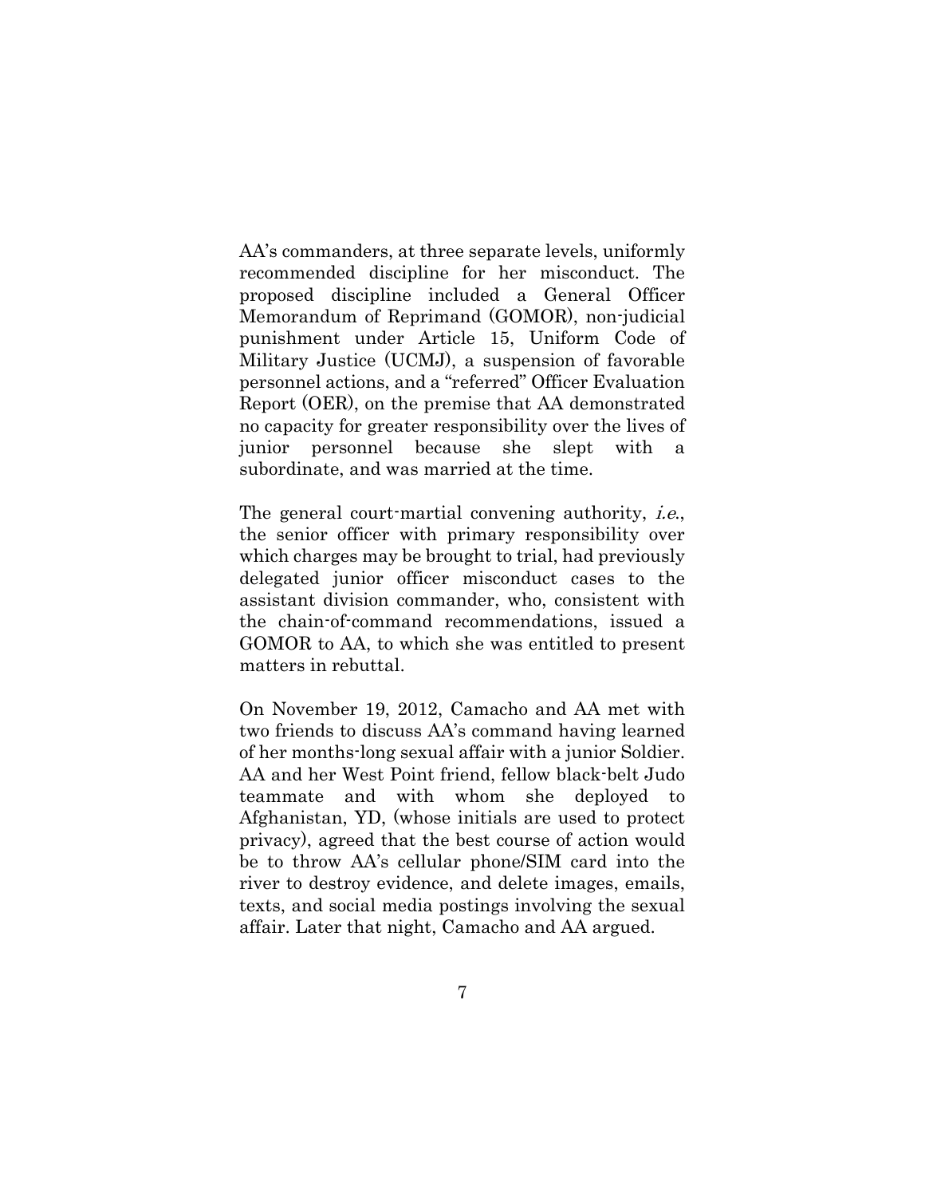AA's commanders, at three separate levels, uniformly recommended discipline for her misconduct. The proposed discipline included a General Officer Memorandum of Reprimand (GOMOR), non-judicial punishment under Article 15, Uniform Code of Military Justice (UCMJ), a suspension of favorable personnel actions, and a "referred" Officer Evaluation Report (OER), on the premise that AA demonstrated no capacity for greater responsibility over the lives of junior personnel because she slept with a subordinate, and was married at the time.

The general court-martial convening authority, *i.e.*, the senior officer with primary responsibility over which charges may be brought to trial, had previously delegated junior officer misconduct cases to the assistant division commander, who, consistent with the chain-of-command recommendations, issued a GOMOR to AA, to which she was entitled to present matters in rebuttal.

On November 19, 2012, Camacho and AA met with two friends to discuss AA's command having learned of her months-long sexual affair with a junior Soldier. AA and her West Point friend, fellow black-belt Judo teammate and with whom she deployed to Afghanistan, YD, (whose initials are used to protect privacy), agreed that the best course of action would be to throw AA's cellular phone/SIM card into the river to destroy evidence, and delete images, emails, texts, and social media postings involving the sexual affair. Later that night, Camacho and AA argued.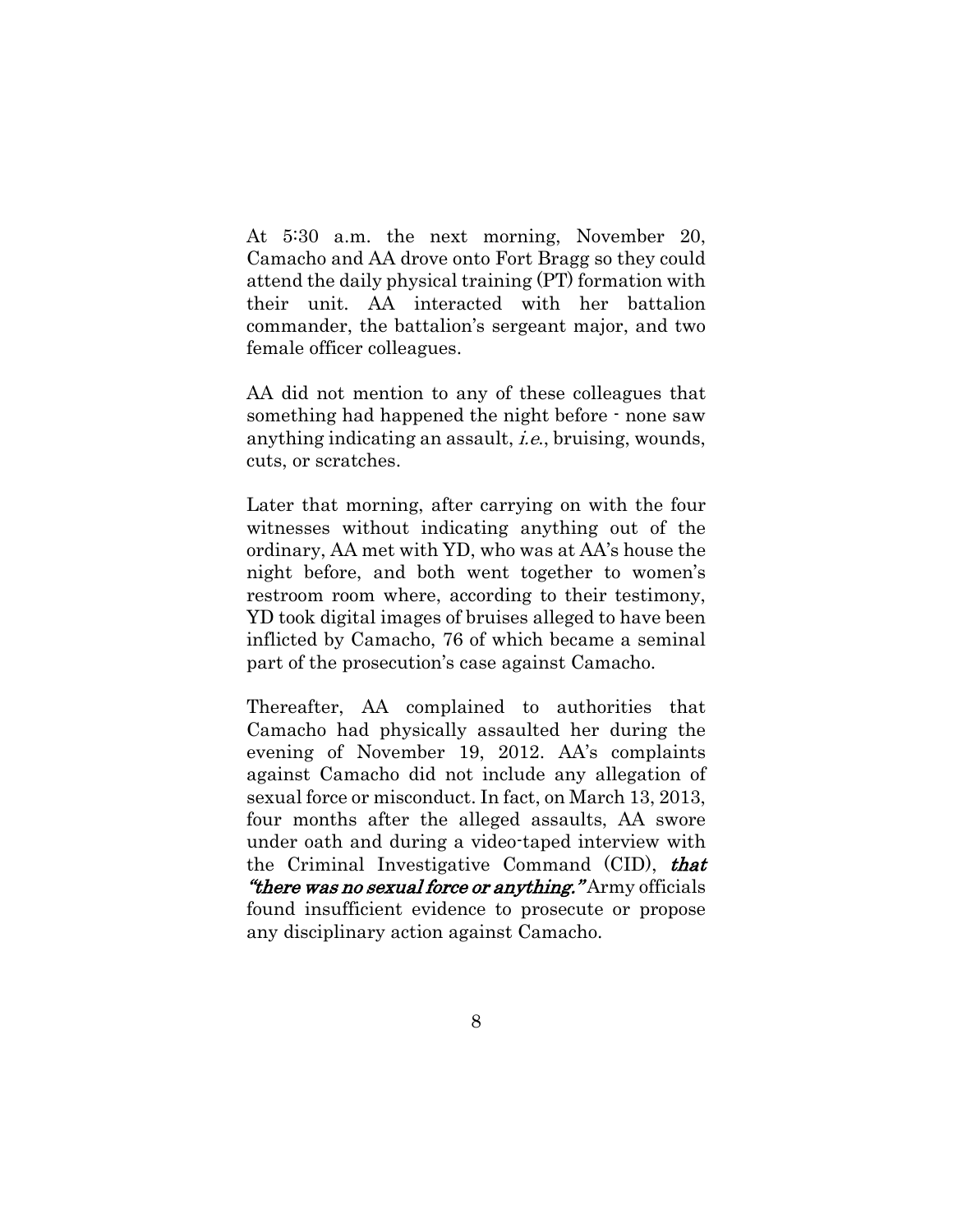At 5:30 a.m. the next morning, November 20, Camacho and AA drove onto Fort Bragg so they could attend the daily physical training (PT) formation with their unit. AA interacted with her battalion commander, the battalion's sergeant major, and two female officer colleagues.

AA did not mention to any of these colleagues that something had happened the night before - none saw anything indicating an assault, *i.e.*, bruising, wounds, cuts, or scratches.

Later that morning, after carrying on with the four witnesses without indicating anything out of the ordinary, AA met with YD, who was at AA's house the night before, and both went together to women's restroom room where, according to their testimony, YD took digital images of bruises alleged to have been inflicted by Camacho, 76 of which became a seminal part of the prosecution's case against Camacho.

Thereafter, AA complained to authorities that Camacho had physically assaulted her during the evening of November 19, 2012. AA's complaints against Camacho did not include any allegation of sexual force or misconduct. In fact, on March 13, 2013, four months after the alleged assaults, AA swore under oath and during a video-taped interview with the Criminal Investigative Command (CID), ***that "there was no sexual force or anything."*** Army officials found insufficient evidence to prosecute or propose any disciplinary action against Camacho.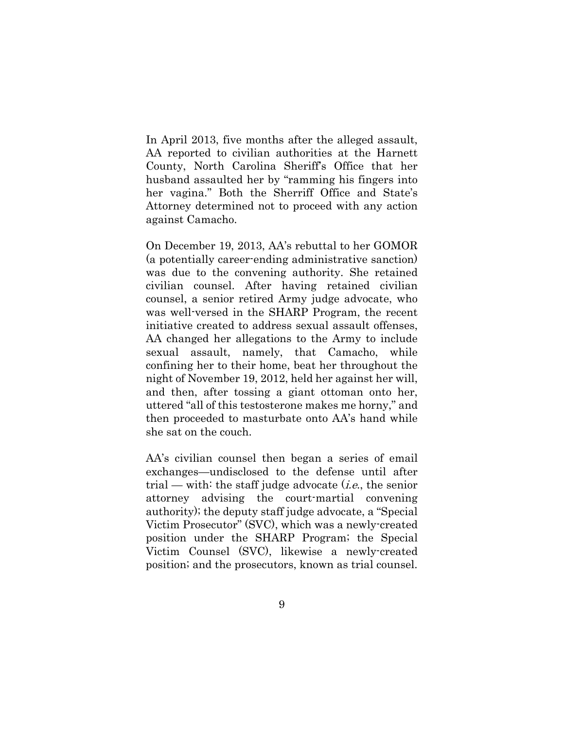In April 2013, five months after the alleged assault, AA reported to civilian authorities at the Harnett County, North Carolina Sheriff's Office that her husband assaulted her by "ramming his fingers into her vagina." Both the Sherriff Office and State's Attorney determined not to proceed with any action against Camacho.

On December 19, 2013, AA's rebuttal to her GOMOR (a potentially career-ending administrative sanction) was due to the convening authority. She retained civilian counsel. After having retained civilian counsel, a senior retired Army judge advocate, who was well-versed in the SHARP Program, the recent initiative created to address sexual assault offenses, AA changed her allegations to the Army to include sexual assault, namely, that Camacho, while confining her to their home, beat her throughout the night of November 19, 2012, held her against her will, and then, after tossing a giant ottoman onto her, uttered "all of this testosterone makes me horny," and then proceeded to masturbate onto AA's hand while she sat on the couch.

AA's civilian counsel then began a series of email exchanges—undisclosed to the defense until after trial — with: the staff judge advocate (*i.e.*, the senior attorney advising the court-martial convening authority); the deputy staff judge advocate, a "Special Victim Prosecutor" (SVC), which was a newly-created position under the SHARP Program; the Special Victim Counsel (SVC), likewise a newly-created position; and the prosecutors, known as trial counsel.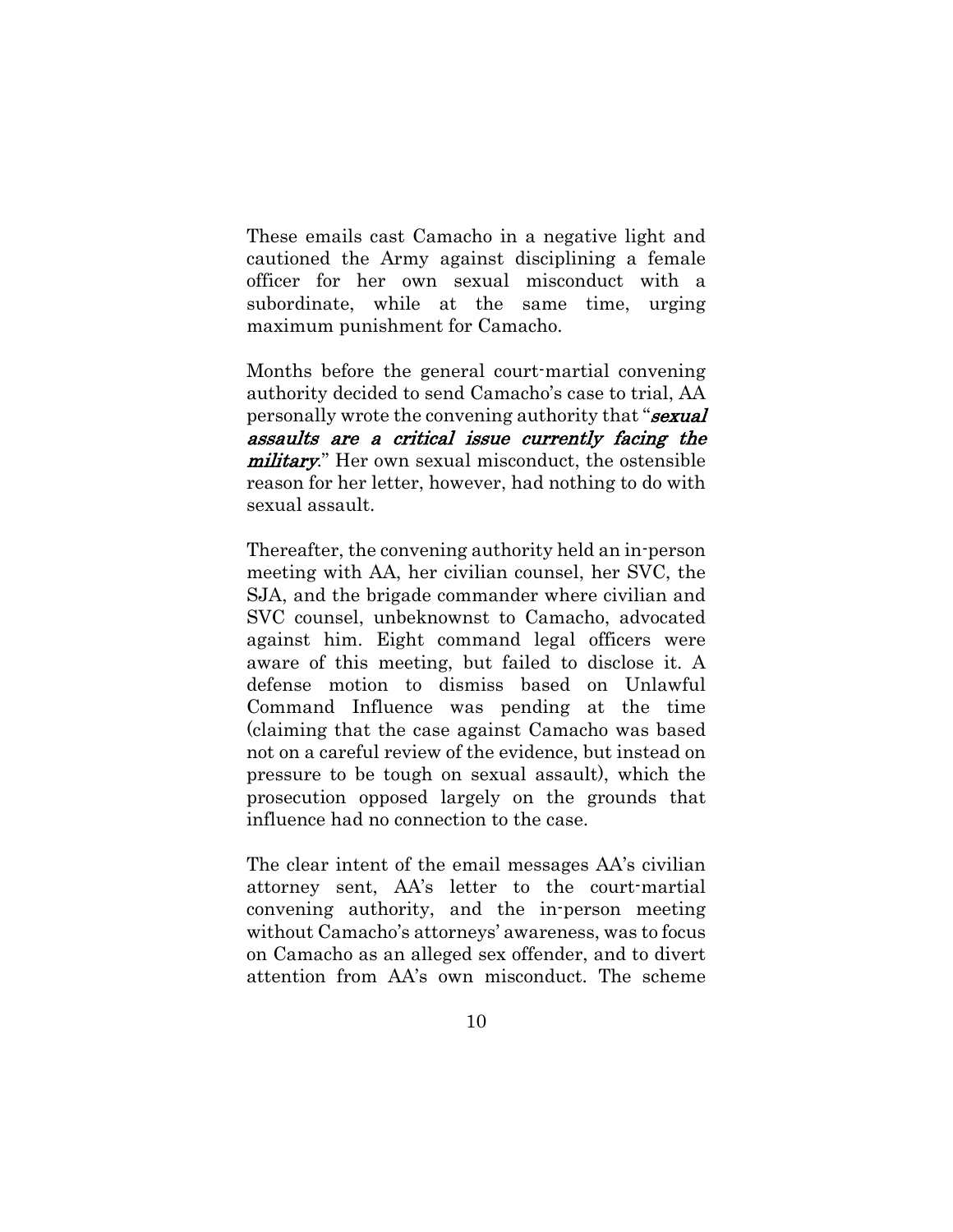These emails cast Camacho in a negative light and cautioned the Army against disciplining a female officer for her own sexual misconduct with a subordinate, while at the same time, urging maximum punishment for Camacho.

Months before the general court-martial convening authority decided to send Camacho's case to trial, AA personally wrote the convening authority that "***sexual assaults are a critical issue currently facing the military***." Her own sexual misconduct, the ostensible reason for her letter, however, had nothing to do with sexual assault.

Thereafter, the convening authority held an in-person meeting with AA, her civilian counsel, her SVC, the SJA, and the brigade commander where civilian and SVC counsel, unbeknownst to Camacho, advocated against him. Eight command legal officers were aware of this meeting, but failed to disclose it. A defense motion to dismiss based on Unlawful Command Influence was pending at the time (claiming that the case against Camacho was based not on a careful review of the evidence, but instead on pressure to be tough on sexual assault), which the prosecution opposed largely on the grounds that influence had no connection to the case.

The clear intent of the email messages AA's civilian attorney sent, AA's letter to the court-martial convening authority, and the in-person meeting without Camacho's attorneys' awareness, was to focus on Camacho as an alleged sex offender, and to divert attention from AA's own misconduct. The scheme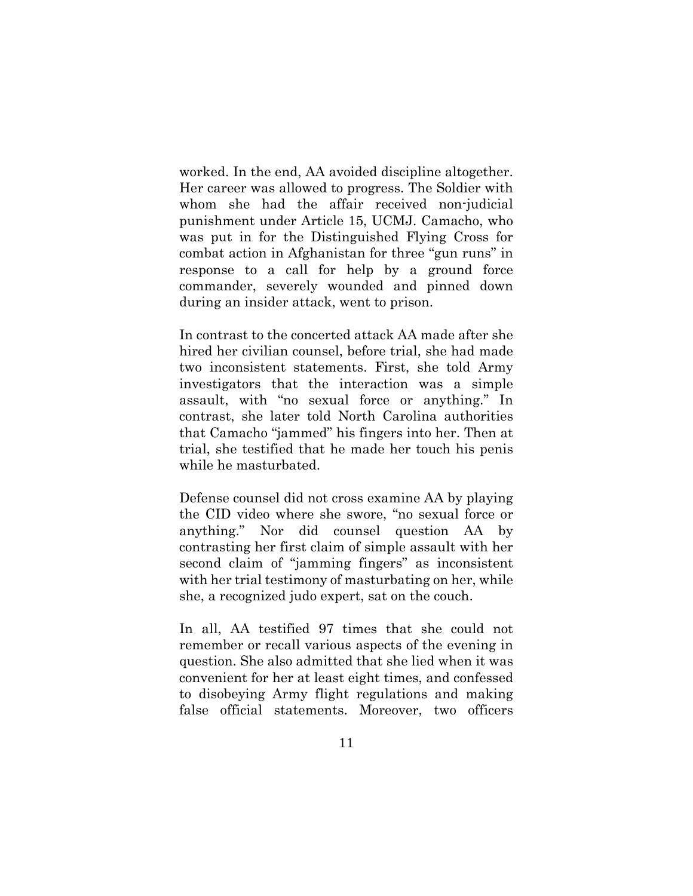worked. In the end, AA avoided discipline altogether. Her career was allowed to progress. The Soldier with whom she had the affair received non-judicial punishment under Article 15, UCMJ. Camacho, who was put in for the Distinguished Flying Cross for combat action in Afghanistan for three "gun runs" in response to a call for help by a ground force commander, severely wounded and pinned down during an insider attack, went to prison.

In contrast to the concerted attack AA made after she hired her civilian counsel, before trial, she had made two inconsistent statements. First, she told Army investigators that the interaction was a simple assault, with "no sexual force or anything." In contrast, she later told North Carolina authorities that Camacho "jammed" his fingers into her. Then at trial, she testified that he made her touch his penis while he masturbated.

Defense counsel did not cross examine AA by playing the CID video where she swore, "no sexual force or anything." Nor did counsel question AA by contrasting her first claim of simple assault with her second claim of "jamming fingers" as inconsistent with her trial testimony of masturbating on her, while she, a recognized judo expert, sat on the couch.

In all, AA testified 97 times that she could not remember or recall various aspects of the evening in question. She also admitted that she lied when it was convenient for her at least eight times, and confessed to disobeying Army flight regulations and making false official statements. Moreover, two officers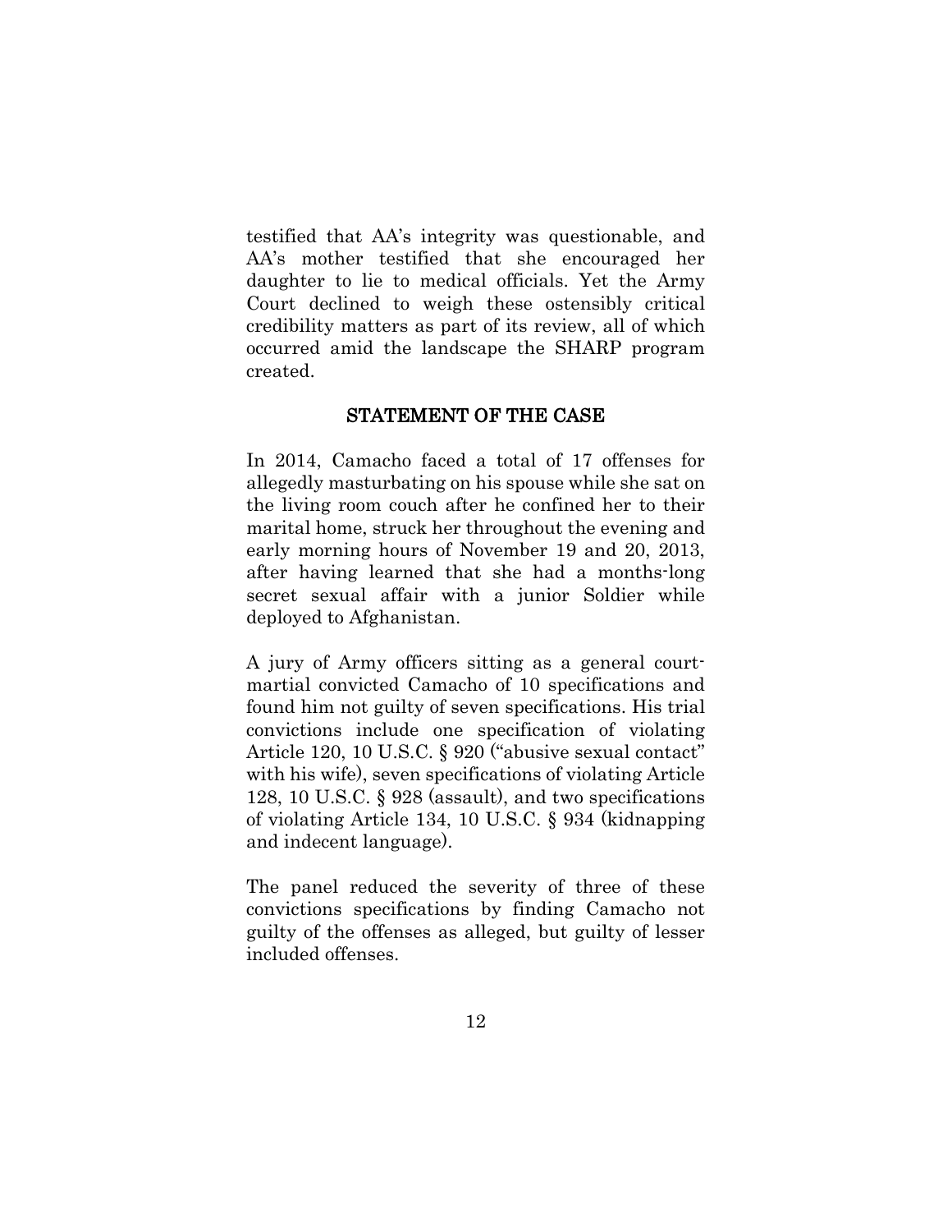testified that AA's integrity was questionable, and AA's mother testified that she encouraged her daughter to lie to medical officials. Yet the Army Court declined to weigh these ostensibly critical credibility matters as part of its review, all of which occurred amid the landscape the SHARP program created.

## STATEMENT OF THE CASE

In 2014, Camacho faced a total of 17 offenses for allegedly masturbating on his spouse while she sat on the living room couch after he confined her to their marital home, struck her throughout the evening and early morning hours of November 19 and 20, 2013, after having learned that she had a months-long secret sexual affair with a junior Soldier while deployed to Afghanistan.

A jury of Army officers sitting as a general court-martial convicted Camacho of 10 specifications and found him not guilty of seven specifications. His trial convictions include one specification of violating Article 120, 10 U.S.C. § 920 ("abusive sexual contact" with his wife), seven specifications of violating Article 128, 10 U.S.C. § 928 (assault), and two specifications of violating Article 134, 10 U.S.C. § 934 (kidnapping and indecent language).

The panel reduced the severity of three of these convictions specifications by finding Camacho not guilty of the offenses as alleged, but guilty of lesser included offenses.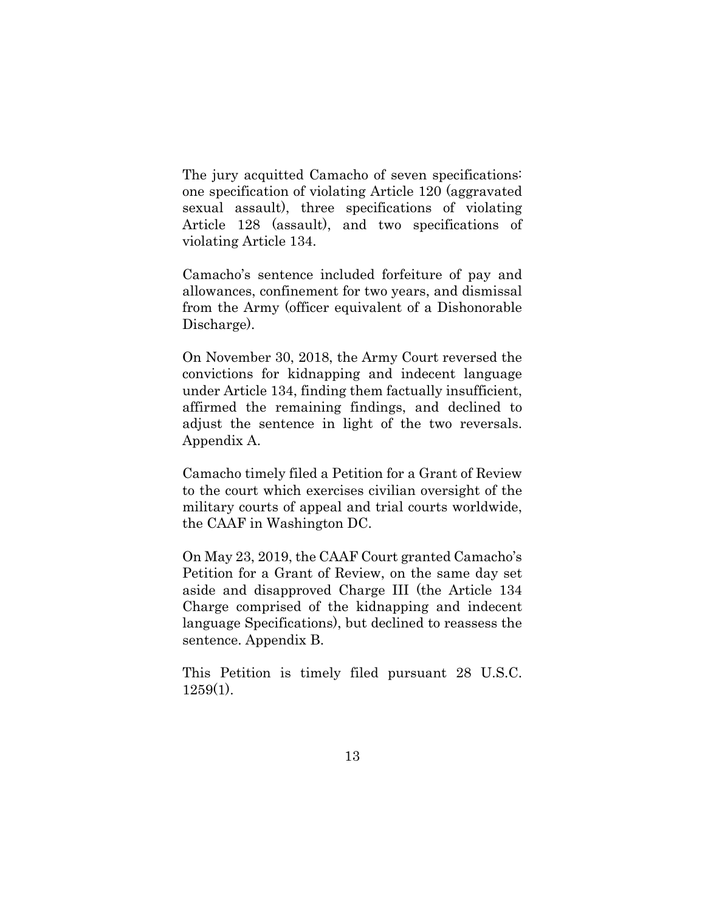The jury acquitted Camacho of seven specifications: one specification of violating Article 120 (aggravated sexual assault), three specifications of violating Article 128 (assault), and two specifications of violating Article 134.

Camacho's sentence included forfeiture of pay and allowances, confinement for two years, and dismissal from the Army (officer equivalent of a Dishonorable Discharge).

On November 30, 2018, the Army Court reversed the convictions for kidnapping and indecent language under Article 134, finding them factually insufficient, affirmed the remaining findings, and declined to adjust the sentence in light of the two reversals. Appendix A.

Camacho timely filed a Petition for a Grant of Review to the court which exercises civilian oversight of the military courts of appeal and trial courts worldwide, the CAAF in Washington DC.

On May 23, 2019, the CAAF Court granted Camacho's Petition for a Grant of Review, on the same day set aside and disapproved Charge III (the Article 134 Charge comprised of the kidnapping and indecent language Specifications), but declined to reassess the sentence. Appendix B.

This Petition is timely filed pursuant 28 U.S.C. 1259(1).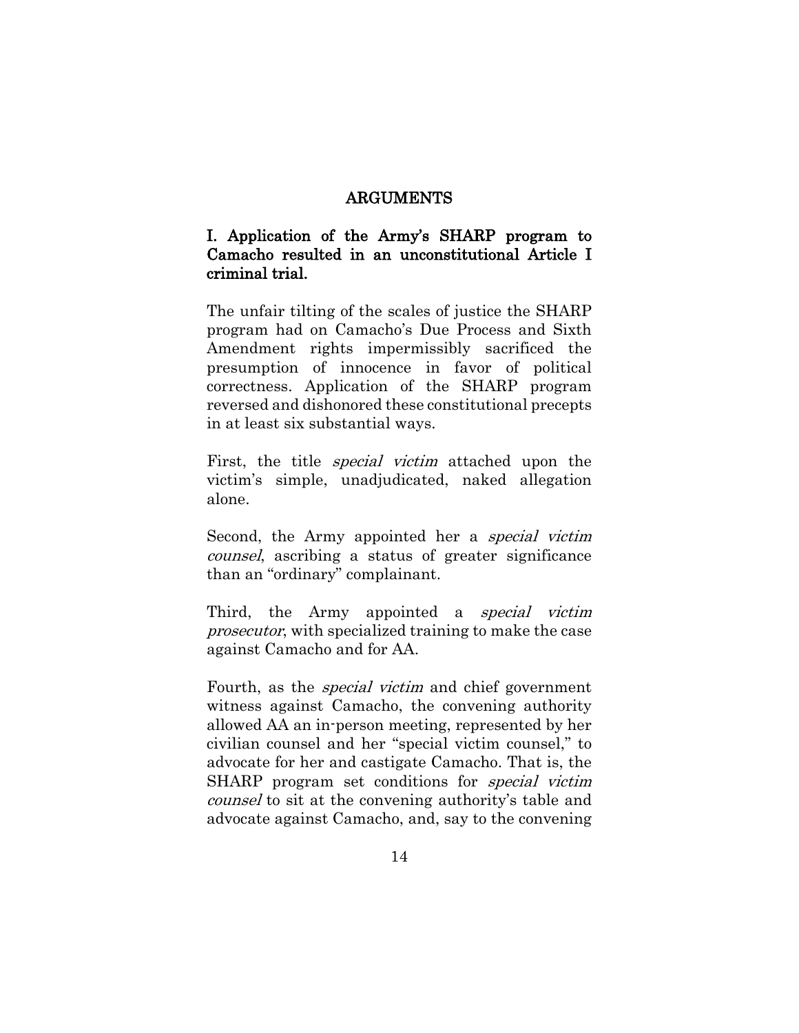## ARGUMENTS

### I. Application of the Army's SHARP program to Camacho resulted in an unconstitutional Article I criminal trial.

The unfair tilting of the scales of justice the SHARP program had on Camacho's Due Process and Sixth Amendment rights impermissibly sacrificed the presumption of innocence in favor of political correctness. Application of the SHARP program reversed and dishonored these constitutional precepts in at least six substantial ways.

First, the title *special victim* attached upon the victim's simple, unadjudicated, naked allegation alone.

Second, the Army appointed her a *special victim counsel*, ascribing a status of greater significance than an "ordinary" complainant.

Third, the Army appointed a *special victim prosecutor*, with specialized training to make the case against Camacho and for AA.

Fourth, as the *special victim* and chief government witness against Camacho, the convening authority allowed AA an in-person meeting, represented by her civilian counsel and her "special victim counsel," to advocate for her and castigate Camacho. That is, the SHARP program set conditions for *special victim counsel* to sit at the convening authority's table and advocate against Camacho, and, say to the convening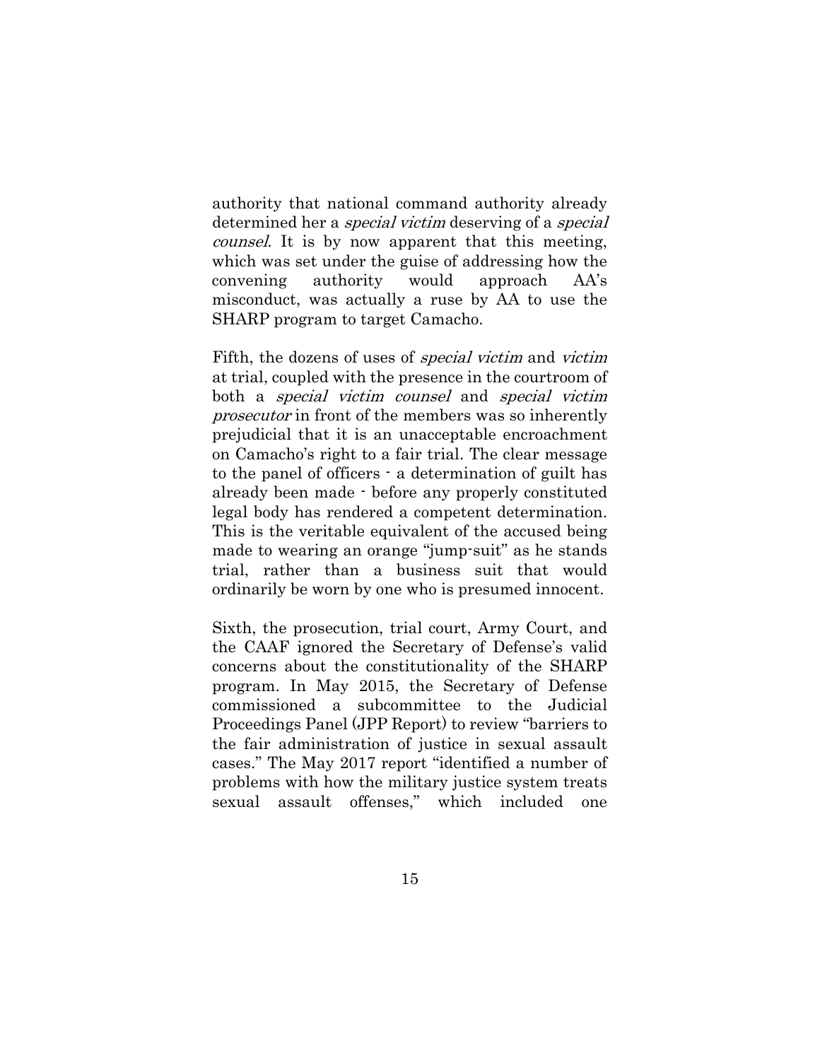authority that national command authority already determined her a *special victim* deserving of a *special counsel*. It is by now apparent that this meeting, which was set under the guise of addressing how the convening authority would approach AA's misconduct, was actually a ruse by AA to use the SHARP program to target Camacho.

Fifth, the dozens of uses of *special victim* and *victim* at trial, coupled with the presence in the courtroom of both a *special victim counsel* and *special victim prosecutor* in front of the members was so inherently prejudicial that it is an unacceptable encroachment on Camacho's right to a fair trial. The clear message to the panel of officers - a determination of guilt has already been made - before any properly constituted legal body has rendered a competent determination. This is the veritable equivalent of the accused being made to wearing an orange "jump-suit" as he stands trial, rather than a business suit that would ordinarily be worn by one who is presumed innocent.

Sixth, the prosecution, trial court, Army Court, and the CAAF ignored the Secretary of Defense's valid concerns about the constitutionality of the SHARP program. In May 2015, the Secretary of Defense commissioned a subcommittee to the Judicial Proceedings Panel (JPP Report) to review "barriers to the fair administration of justice in sexual assault cases." The May 2017 report "identified a number of problems with how the military justice system treats sexual assault offenses," which included one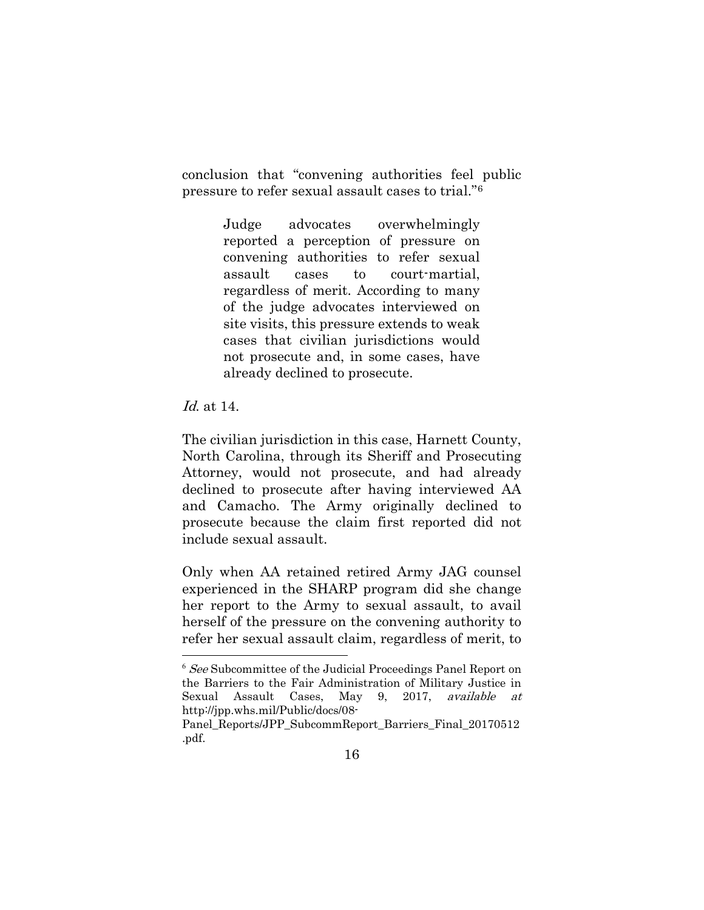conclusion that "convening authorities feel public pressure to refer sexual assault cases to trial."[6]

> Judge advocates overwhelmingly reported a perception of pressure on convening authorities to refer sexual assault cases to court-martial, regardless of merit. According to many of the judge advocates interviewed on site visits, this pressure extends to weak cases that civilian jurisdictions would not prosecute and, in some cases, have already declined to prosecute.

*Id.* at 14.

The civilian jurisdiction in this case, Harnett County, North Carolina, through its Sheriff and Prosecuting Attorney, would not prosecute, and had already declined to prosecute after having interviewed AA and Camacho. The Army originally declined to prosecute because the claim first reported did not include sexual assault.

Only when AA retained retired Army JAG counsel experienced in the SHARP program did she change her report to the Army to sexual assault, to avail herself of the pressure on the convening authority to refer her sexual assault claim, regardless of merit, to

---

[6] *See* Subcommittee of the Judicial Proceedings Panel Report on the Barriers to the Fair Administration of Military Justice in Sexual Assault Cases, May 9, 2017, *available at* http://jpp.whs.mil/Public/docs/08-Panel_Reports/JPP_SubcommReport_Barriers_Final_20170512.pdf.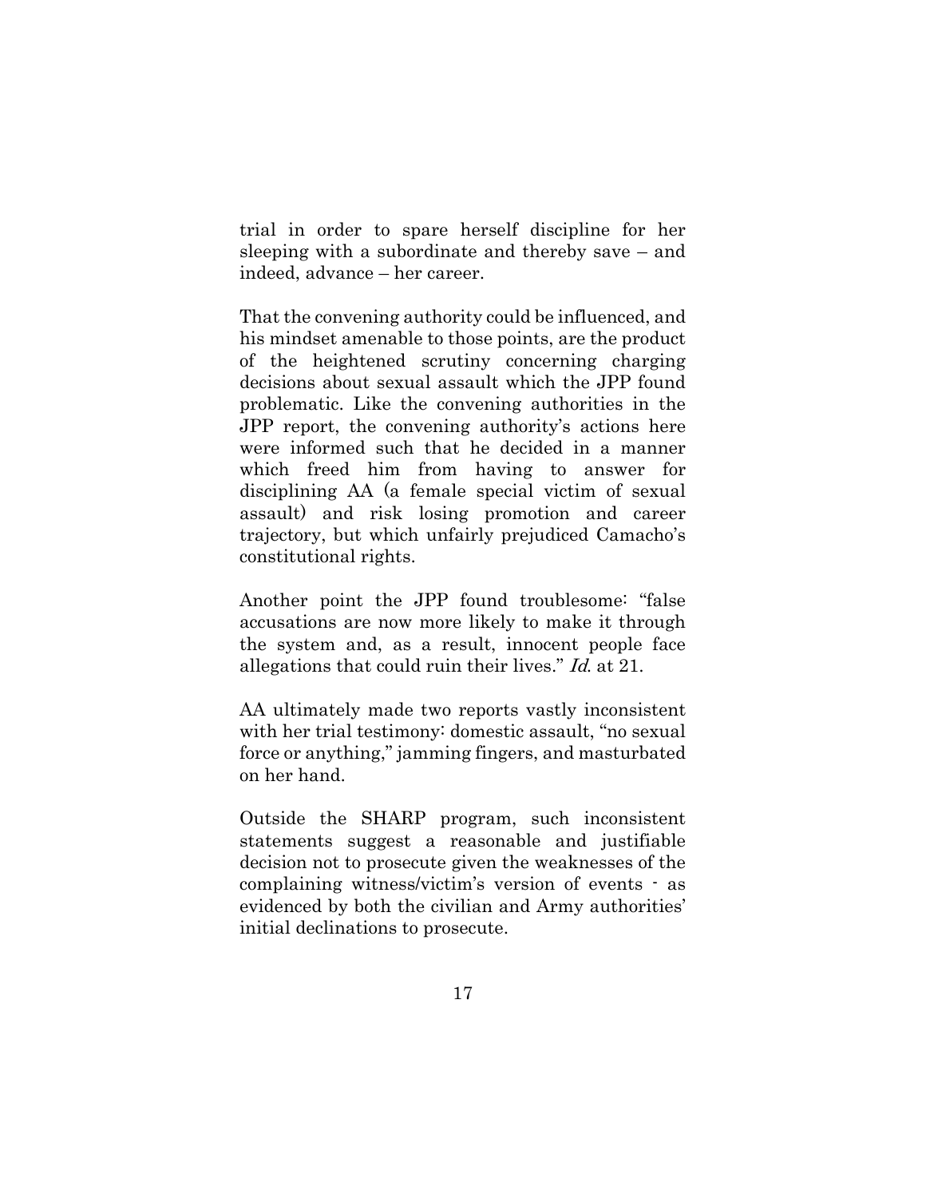trial in order to spare herself discipline for her sleeping with a subordinate and thereby save – and indeed, advance – her career.

That the convening authority could be influenced, and his mindset amenable to those points, are the product of the heightened scrutiny concerning charging decisions about sexual assault which the JPP found problematic. Like the convening authorities in the JPP report, the convening authority's actions here were informed such that he decided in a manner which freed him from having to answer for disciplining AA (a female special victim of sexual assault) and risk losing promotion and career trajectory, but which unfairly prejudiced Camacho's constitutional rights.

Another point the JPP found troublesome: "false accusations are now more likely to make it through the system and, as a result, innocent people face allegations that could ruin their lives." *Id.* at 21.

AA ultimately made two reports vastly inconsistent with her trial testimony: domestic assault, "no sexual force or anything," jamming fingers, and masturbated on her hand.

Outside the SHARP program, such inconsistent statements suggest a reasonable and justifiable decision not to prosecute given the weaknesses of the complaining witness/victim's version of events - as evidenced by both the civilian and Army authorities' initial declinations to prosecute.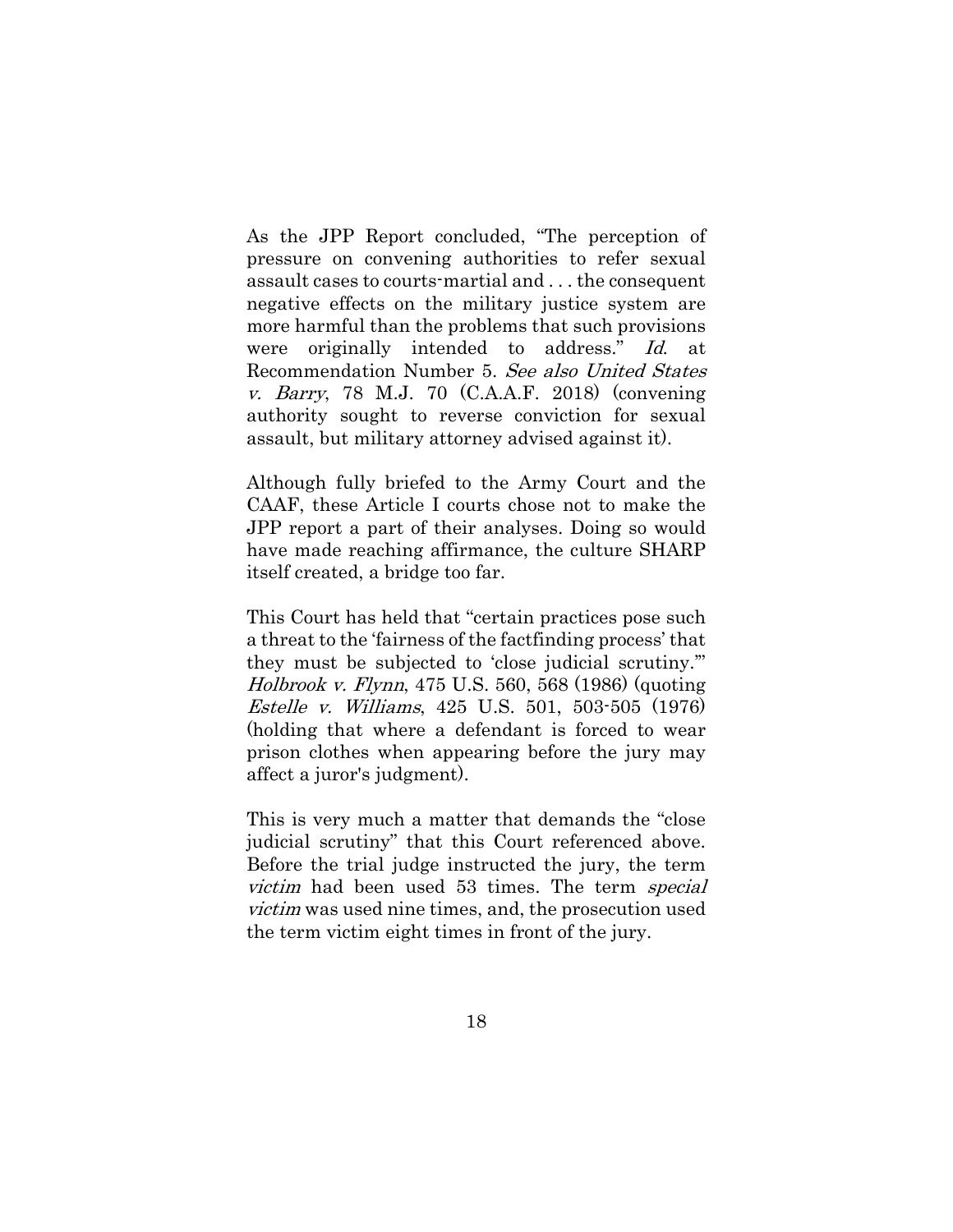As the JPP Report concluded, "The perception of pressure on convening authorities to refer sexual assault cases to courts-martial and . . . the consequent negative effects on the military justice system are more harmful than the problems that such provisions were originally intended to address." *Id.* at Recommendation Number 5. *See also United States v. Barry*, 78 M.J. 70 (C.A.A.F. 2018) (convening authority sought to reverse conviction for sexual assault, but military attorney advised against it).

Although fully briefed to the Army Court and the CAAF, these Article I courts chose not to make the JPP report a part of their analyses. Doing so would have made reaching affirmance, the culture SHARP itself created, a bridge too far.

This Court has held that "certain practices pose such a threat to the 'fairness of the factfinding process' that they must be subjected to 'close judicial scrutiny.'" *Holbrook v. Flynn*, 475 U.S. 560, 568 (1986) (quoting *Estelle v. Williams*, 425 U.S. 501, 503-505 (1976) (holding that where a defendant is forced to wear prison clothes when appearing before the jury may affect a juror's judgment).

This is very much a matter that demands the "close judicial scrutiny" that this Court referenced above. Before the trial judge instructed the jury, the term *victim* had been used 53 times. The term *special victim* was used nine times, and, the prosecution used the term victim eight times in front of the jury.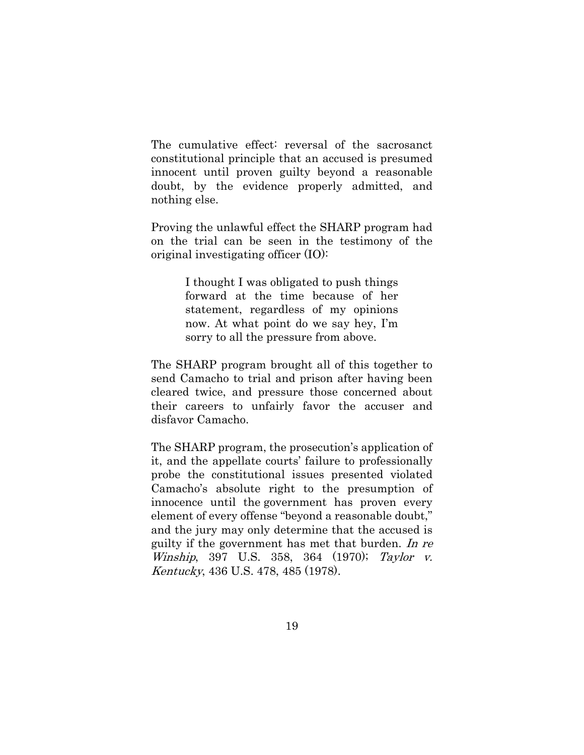The cumulative effect: reversal of the sacrosanct constitutional principle that an accused is presumed innocent until proven guilty beyond a reasonable doubt, by the evidence properly admitted, and nothing else.

Proving the unlawful effect the SHARP program had on the trial can be seen in the testimony of the original investigating officer (IO):

> I thought I was obligated to push things forward at the time because of her statement, regardless of my opinions now. At what point do we say hey, I'm sorry to all the pressure from above.

The SHARP program brought all of this together to send Camacho to trial and prison after having been cleared twice, and pressure those concerned about their careers to unfairly favor the accuser and disfavor Camacho.

The SHARP program, the prosecution's application of it, and the appellate courts' failure to professionally probe the constitutional issues presented violated Camacho's absolute right to the presumption of innocence until the government has proven every element of every offense "beyond a reasonable doubt," and the jury may only determine that the accused is guilty if the government has met that burden. *In re Winship*, 397 U.S. 358, 364 (1970); *Taylor v. Kentucky*, 436 U.S. 478, 485 (1978).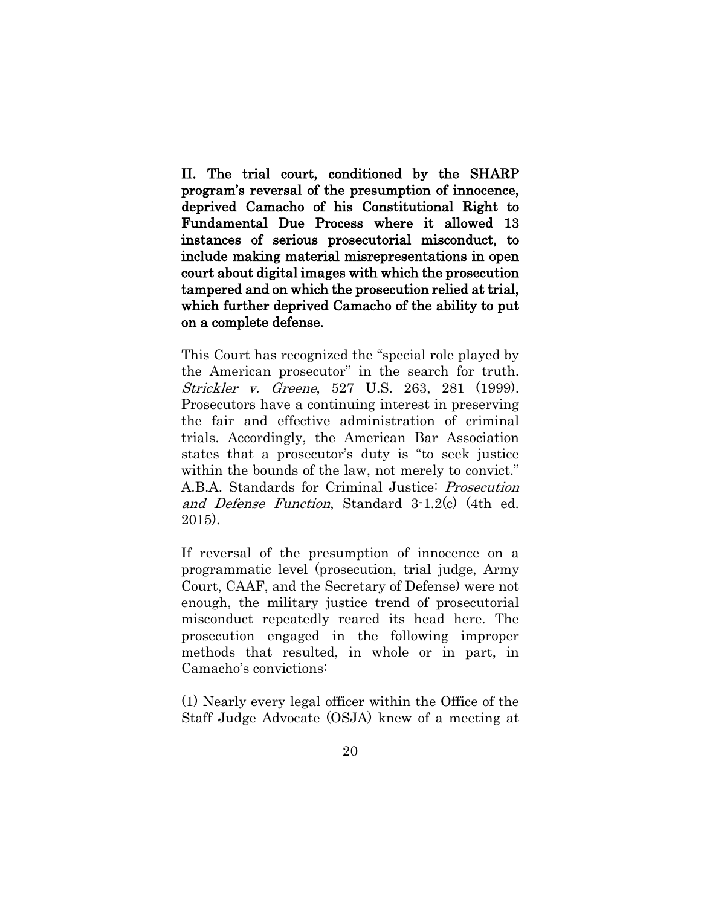## II. The trial court, conditioned by the SHARP program's reversal of the presumption of innocence, deprived Camacho of his Constitutional Right to Fundamental Due Process where it allowed 13 instances of serious prosecutorial misconduct, to include making material misrepresentations in open court about digital images with which the prosecution tampered and on which the prosecution relied at trial, which further deprived Camacho of the ability to put on a complete defense.

This Court has recognized the "special role played by the American prosecutor" in the search for truth. *Strickler v. Greene*, 527 U.S. 263, 281 (1999). Prosecutors have a continuing interest in preserving the fair and effective administration of criminal trials. Accordingly, the American Bar Association states that a prosecutor's duty is "to seek justice within the bounds of the law, not merely to convict." A.B.A. Standards for Criminal Justice: *Prosecution and Defense Function*, Standard 3-1.2(c) (4th ed. 2015).

If reversal of the presumption of innocence on a programmatic level (prosecution, trial judge, Army Court, CAAF, and the Secretary of Defense) were not enough, the military justice trend of prosecutorial misconduct repeatedly reared its head here. The prosecution engaged in the following improper methods that resulted, in whole or in part, in Camacho's convictions:

(1) Nearly every legal officer within the Office of the Staff Judge Advocate (OSJA) knew of a meeting at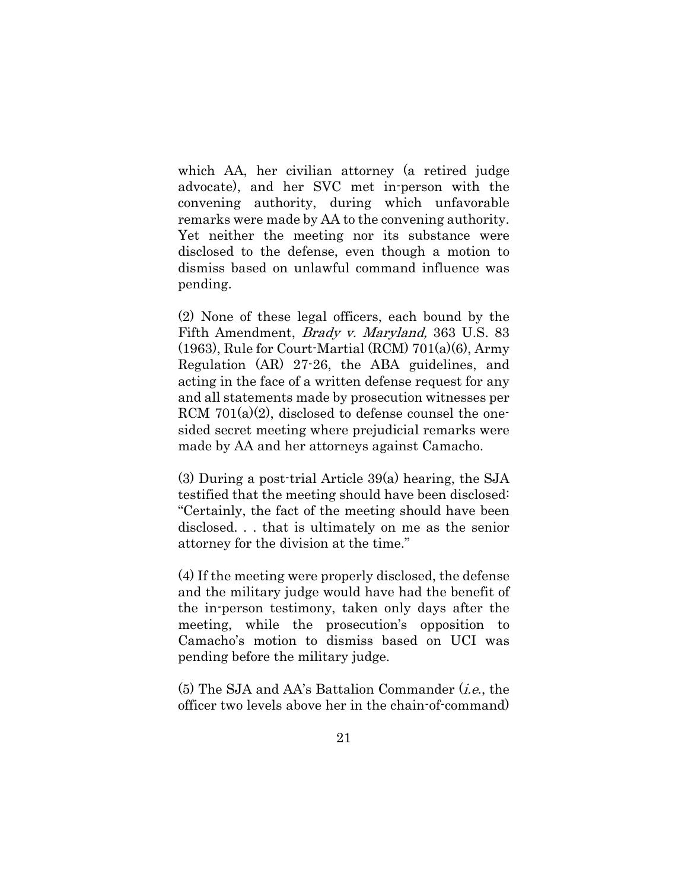which AA, her civilian attorney (a retired judge advocate), and her SVC met in-person with the convening authority, during which unfavorable remarks were made by AA to the convening authority. Yet neither the meeting nor its substance were disclosed to the defense, even though a motion to dismiss based on unlawful command influence was pending.

(2) None of these legal officers, each bound by the Fifth Amendment, *Brady v. Maryland,* 363 U.S. 83 (1963), Rule for Court-Martial (RCM) 701(a)(6), Army Regulation (AR) 27-26, the ABA guidelines, and acting in the face of a written defense request for any and all statements made by prosecution witnesses per RCM 701(a)(2), disclosed to defense counsel the one-sided secret meeting where prejudicial remarks were made by AA and her attorneys against Camacho.

(3) During a post-trial Article 39(a) hearing, the SJA testified that the meeting should have been disclosed: "Certainly, the fact of the meeting should have been disclosed. . . that is ultimately on me as the senior attorney for the division at the time."

(4) If the meeting were properly disclosed, the defense and the military judge would have had the benefit of the in-person testimony, taken only days after the meeting, while the prosecution's opposition to Camacho's motion to dismiss based on UCI was pending before the military judge.

(5) The SJA and AA's Battalion Commander (*i.e.*, the officer two levels above her in the chain-of-command)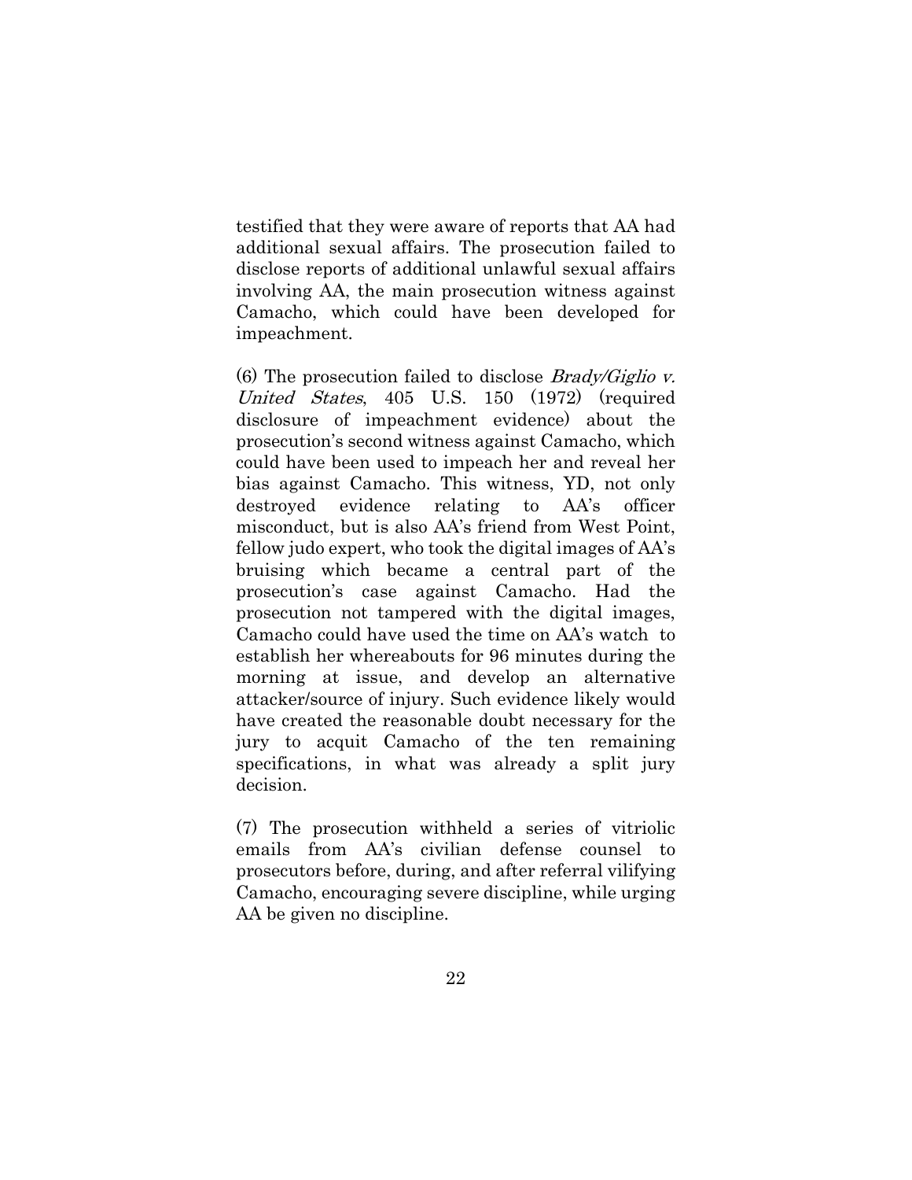testified that they were aware of reports that AA had additional sexual affairs. The prosecution failed to disclose reports of additional unlawful sexual affairs involving AA, the main prosecution witness against Camacho, which could have been developed for impeachment.

(6) The prosecution failed to disclose *Brady/Giglio v. United States*, 405 U.S. 150 (1972) (required disclosure of impeachment evidence) about the prosecution's second witness against Camacho, which could have been used to impeach her and reveal her bias against Camacho. This witness, YD, not only destroyed evidence relating to AA's officer misconduct, but is also AA's friend from West Point, fellow judo expert, who took the digital images of AA's bruising which became a central part of the prosecution's case against Camacho. Had the prosecution not tampered with the digital images, Camacho could have used the time on AA's watch to establish her whereabouts for 96 minutes during the morning at issue, and develop an alternative attacker/source of injury. Such evidence likely would have created the reasonable doubt necessary for the jury to acquit Camacho of the ten remaining specifications, in what was already a split jury decision.

(7) The prosecution withheld a series of vitriolic emails from AA's civilian defense counsel to prosecutors before, during, and after referral vilifying Camacho, encouraging severe discipline, while urging AA be given no discipline.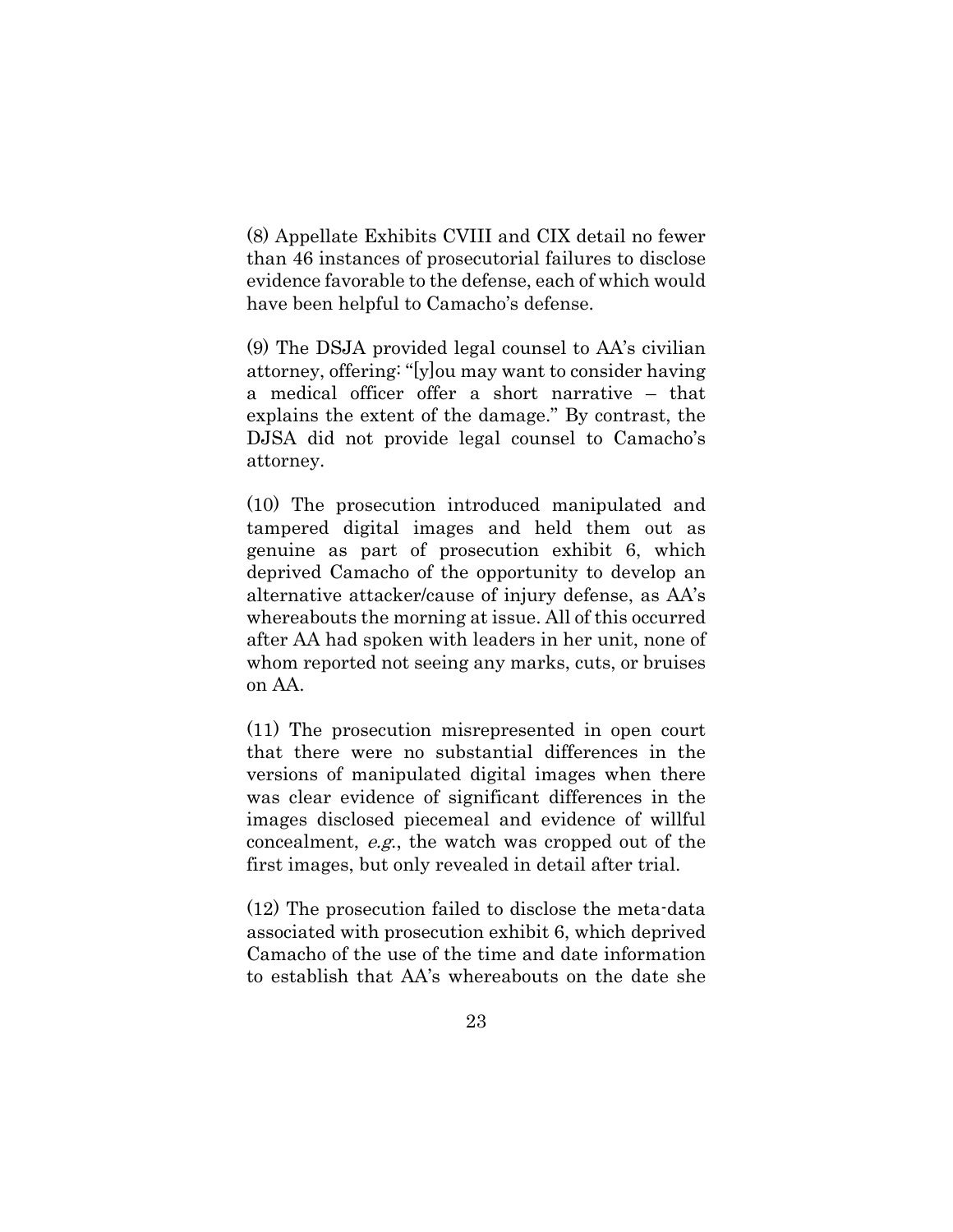(8) Appellate Exhibits CVIII and CIX detail no fewer than 46 instances of prosecutorial failures to disclose evidence favorable to the defense, each of which would have been helpful to Camacho's defense.

(9) The DSJA provided legal counsel to AA's civilian attorney, offering: "[y]ou may want to consider having a medical officer offer a short narrative – that explains the extent of the damage." By contrast, the DJSA did not provide legal counsel to Camacho's attorney.

(10) The prosecution introduced manipulated and tampered digital images and held them out as genuine as part of prosecution exhibit 6, which deprived Camacho of the opportunity to develop an alternative attacker/cause of injury defense, as AA's whereabouts the morning at issue. All of this occurred after AA had spoken with leaders in her unit, none of whom reported not seeing any marks, cuts, or bruises on AA.

(11) The prosecution misrepresented in open court that there were no substantial differences in the versions of manipulated digital images when there was clear evidence of significant differences in the images disclosed piecemeal and evidence of willful concealment, *e.g.*, the watch was cropped out of the first images, but only revealed in detail after trial.

(12) The prosecution failed to disclose the meta-data associated with prosecution exhibit 6, which deprived Camacho of the use of the time and date information to establish that AA's whereabouts on the date she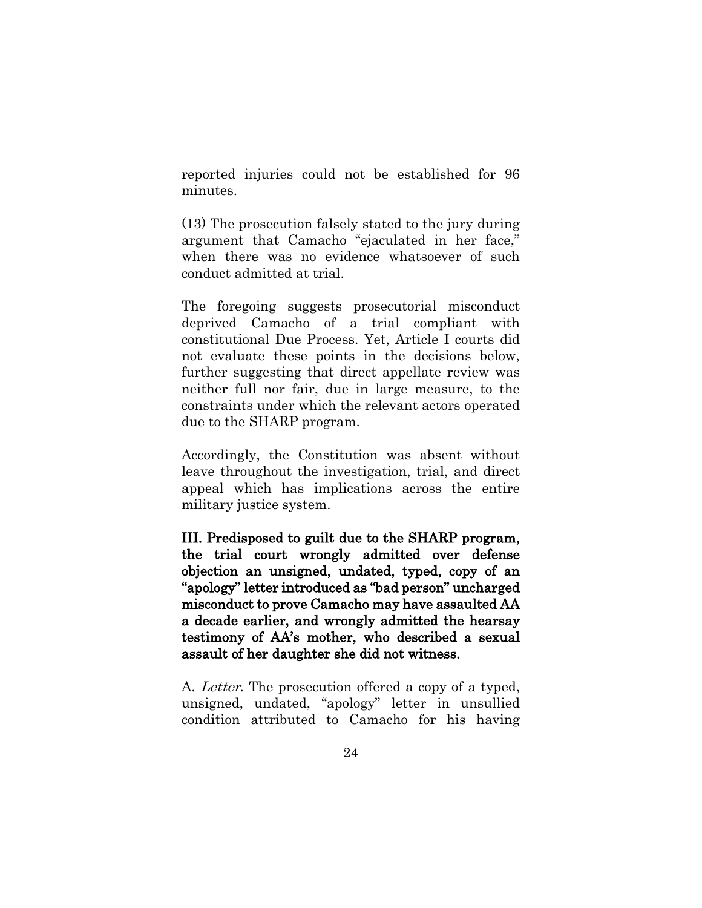reported injuries could not be established for 96 minutes.

(13) The prosecution falsely stated to the jury during argument that Camacho "ejaculated in her face," when there was no evidence whatsoever of such conduct admitted at trial.

The foregoing suggests prosecutorial misconduct deprived Camacho of a trial compliant with constitutional Due Process. Yet, Article I courts did not evaluate these points in the decisions below, further suggesting that direct appellate review was neither full nor fair, due in large measure, to the constraints under which the relevant actors operated due to the SHARP program.

Accordingly, the Constitution was absent without leave throughout the investigation, trial, and direct appeal which has implications across the entire military justice system.

**III. Predisposed to guilt due to the SHARP program, the trial court wrongly admitted over defense objection an unsigned, undated, typed, copy of an "apology" letter introduced as "bad person" uncharged misconduct to prove Camacho may have assaulted AA a decade earlier, and wrongly admitted the hearsay testimony of AA's mother, who described a sexual assault of her daughter she did not witness.**

A. *Letter*. The prosecution offered a copy of a typed, unsigned, undated, "apology" letter in unsullied condition attributed to Camacho for his having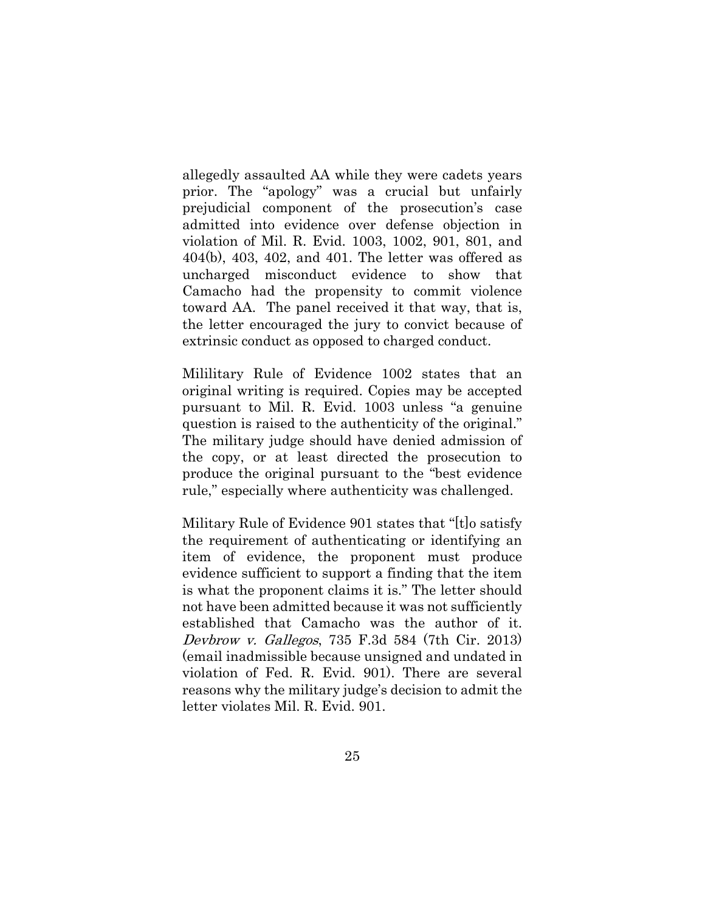allegedly assaulted AA while they were cadets years prior. The "apology" was a crucial but unfairly prejudicial component of the prosecution's case admitted into evidence over defense objection in violation of Mil. R. Evid. 1003, 1002, 901, 801, and 404(b), 403, 402, and 401. The letter was offered as uncharged misconduct evidence to show that Camacho had the propensity to commit violence toward AA. The panel received it that way, that is, the letter encouraged the jury to convict because of extrinsic conduct as opposed to charged conduct.

Milility Rule of Evidence 1002 states that an original writing is required. Copies may be accepted pursuant to Mil. R. Evid. 1003 unless "a genuine question is raised to the authenticity of the original." The military judge should have denied admission of the copy, or at least directed the prosecution to produce the original pursuant to the "best evidence rule," especially where authenticity was challenged.

Military Rule of Evidence 901 states that "[t]o satisfy the requirement of authenticating or identifying an item of evidence, the proponent must produce evidence sufficient to support a finding that the item is what the proponent claims it is." The letter should not have been admitted because it was not sufficiently established that Camacho was the author of it. *Devbrow v. Gallegos*, 735 F.3d 584 (7th Cir. 2013) (email inadmissible because unsigned and undated in violation of Fed. R. Evid. 901). There are several reasons why the military judge's decision to admit the letter violates Mil. R. Evid. 901.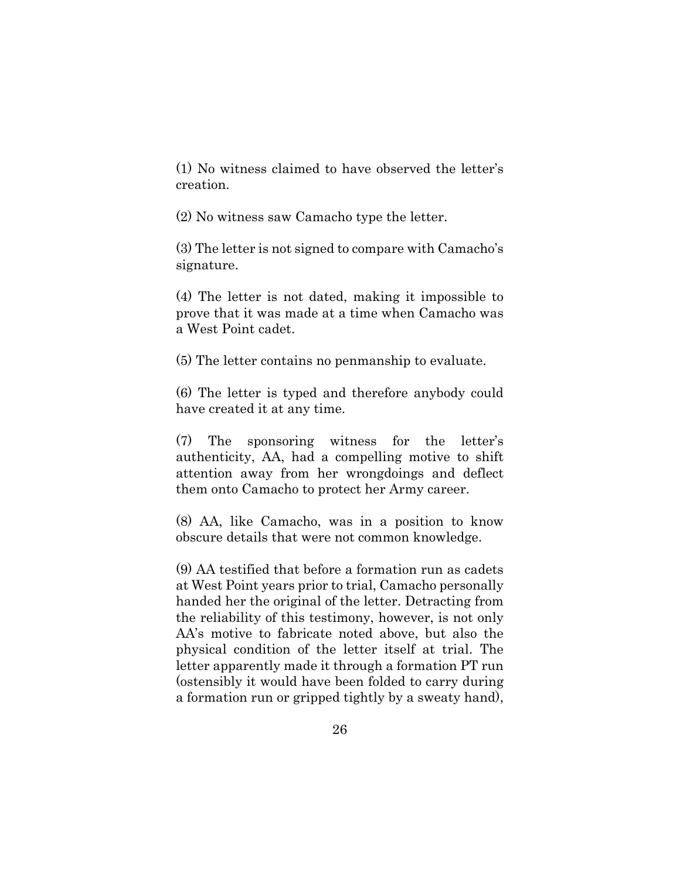(1) No witness claimed to have observed the letter's creation.

(2) No witness saw Camacho type the letter.

(3) The letter is not signed to compare with Camacho's signature.

(4) The letter is not dated, making it impossible to prove that it was made at a time when Camacho was a West Point cadet.

(5) The letter contains no penmanship to evaluate.

(6) The letter is typed and therefore anybody could have created it at any time.

(7) The sponsoring witness for the letter's authenticity, AA, had a compelling motive to shift attention away from her wrongdoings and deflect them onto Camacho to protect her Army career.

(8) AA, like Camacho, was in a position to know obscure details that were not common knowledge.

(9) AA testified that before a formation run as cadets at West Point years prior to trial, Camacho personally handed her the original of the letter. Detracting from the reliability of this testimony, however, is not only AA's motive to fabricate noted above, but also the physical condition of the letter itself at trial. The letter apparently made it through a formation PT run (ostensibly it would have been folded to carry during a formation run or gripped tightly by a sweaty hand),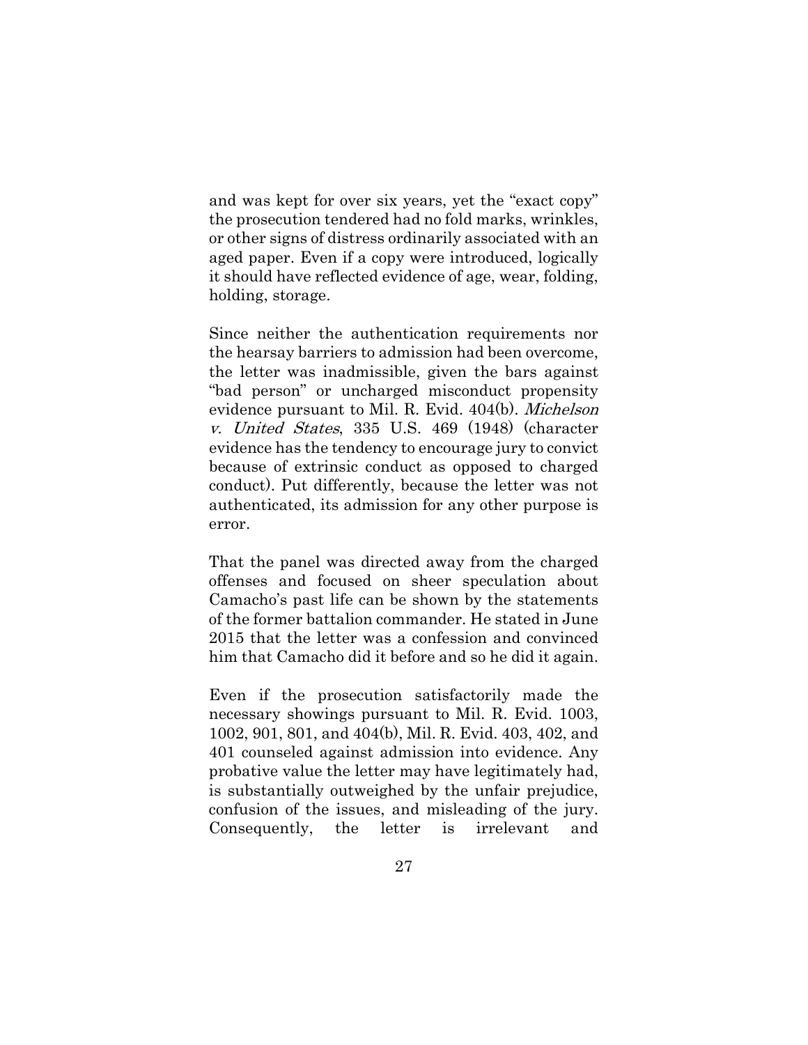and was kept for over six years, yet the "exact copy" the prosecution tendered had no fold marks, wrinkles, or other signs of distress ordinarily associated with an aged paper. Even if a copy were introduced, logically it should have reflected evidence of age, wear, folding, holding, storage.

Since neither the authentication requirements nor the hearsay barriers to admission had been overcome, the letter was inadmissible, given the bars against "bad person" or uncharged misconduct propensity evidence pursuant to Mil. R. Evid. 404(b). *Michelson v. United States*, 335 U.S. 469 (1948) (character evidence has the tendency to encourage jury to convict because of extrinsic conduct as opposed to charged conduct). Put differently, because the letter was not authenticated, its admission for any other purpose is error.

That the panel was directed away from the charged offenses and focused on sheer speculation about Camacho's past life can be shown by the statements of the former battalion commander. He stated in June 2015 that the letter was a confession and convinced him that Camacho did it before and so he did it again.

Even if the prosecution satisfactorily made the necessary showings pursuant to Mil. R. Evid. 1003, 1002, 901, 801, and 404(b), Mil. R. Evid. 403, 402, and 401 counseled against admission into evidence. Any probative value the letter may have legitimately had, is substantially outweighed by the unfair prejudice, confusion of the issues, and misleading of the jury. Consequently, the letter is irrelevant and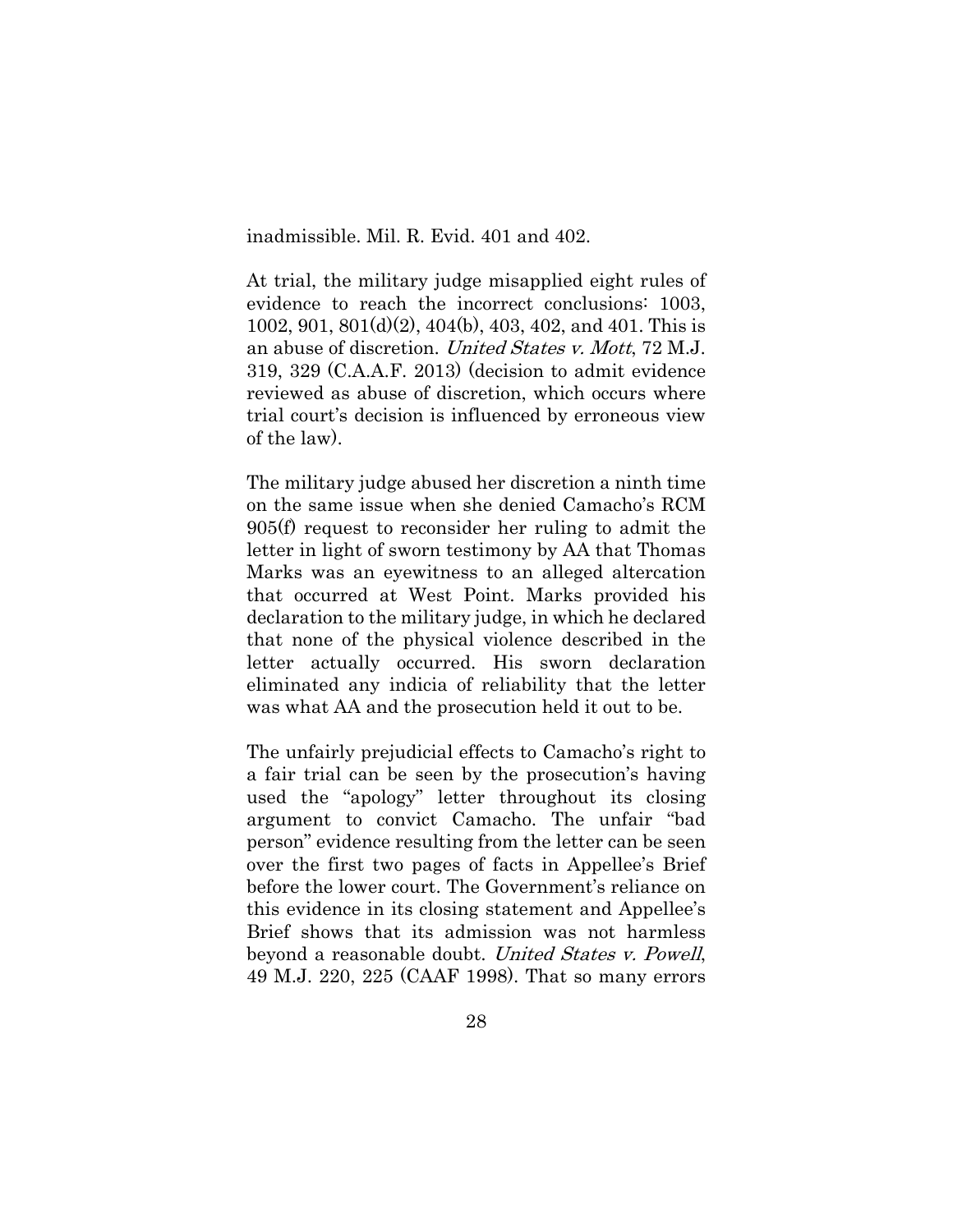inadmissible. Mil. R. Evid. 401 and 402.

At trial, the military judge misapplied eight rules of evidence to reach the incorrect conclusions: 1003, 1002, 901, 801(d)(2), 404(b), 403, 402, and 401. This is an abuse of discretion. *United States v. Mott*, 72 M.J. 319, 329 (C.A.A.F. 2013) (decision to admit evidence reviewed as abuse of discretion, which occurs where trial court's decision is influenced by erroneous view of the law).

The military judge abused her discretion a ninth time on the same issue when she denied Camacho's RCM 905(f) request to reconsider her ruling to admit the letter in light of sworn testimony by AA that Thomas Marks was an eyewitness to an alleged altercation that occurred at West Point. Marks provided his declaration to the military judge, in which he declared that none of the physical violence described in the letter actually occurred. His sworn declaration eliminated any indicia of reliability that the letter was what AA and the prosecution held it out to be.

The unfairly prejudicial effects to Camacho's right to a fair trial can be seen by the prosecution's having used the "apology" letter throughout its closing argument to convict Camacho. The unfair "bad person" evidence resulting from the letter can be seen over the first two pages of facts in Appellee's Brief before the lower court. The Government's reliance on this evidence in its closing statement and Appellee's Brief shows that its admission was not harmless beyond a reasonable doubt. *United States v. Powell*, 49 M.J. 220, 225 (CAAF 1998). That so many errors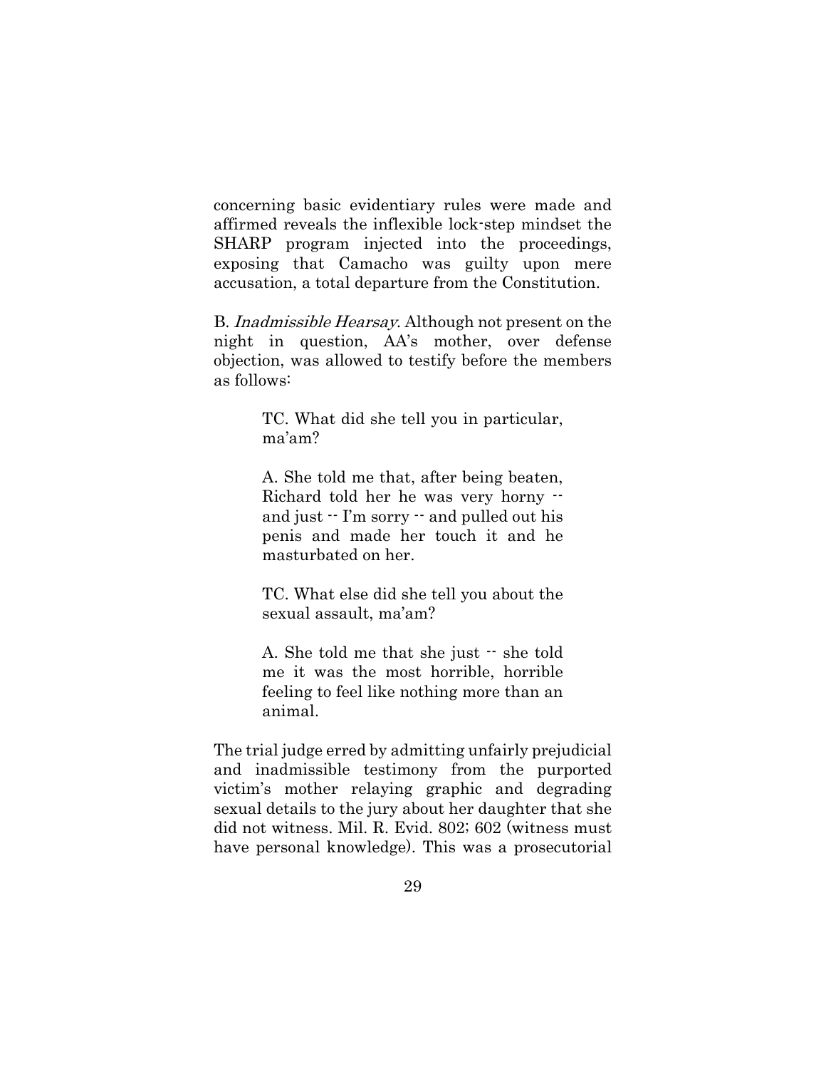concerning basic evidentiary rules were made and affirmed reveals the inflexible lock-step mindset the SHARP program injected into the proceedings, exposing that Camacho was guilty upon mere accusation, a total departure from the Constitution.

B. *Inadmissible Hearsay*. Although not present on the night in question, AA's mother, over defense objection, was allowed to testify before the members as follows:

> TC. What did she tell you in particular, ma'am?
>
> A. She told me that, after being beaten, Richard told her he was very horny -- and just -- I'm sorry -- and pulled out his penis and made her touch it and he masturbated on her.
>
> TC. What else did she tell you about the sexual assault, ma'am?
>
> A. She told me that she just -- she told me it was the most horrible, horrible feeling to feel like nothing more than an animal.

The trial judge erred by admitting unfairly prejudicial and inadmissible testimony from the purported victim's mother relaying graphic and degrading sexual details to the jury about her daughter that she did not witness. Mil. R. Evid. 802; 602 (witness must have personal knowledge). This was a prosecutorial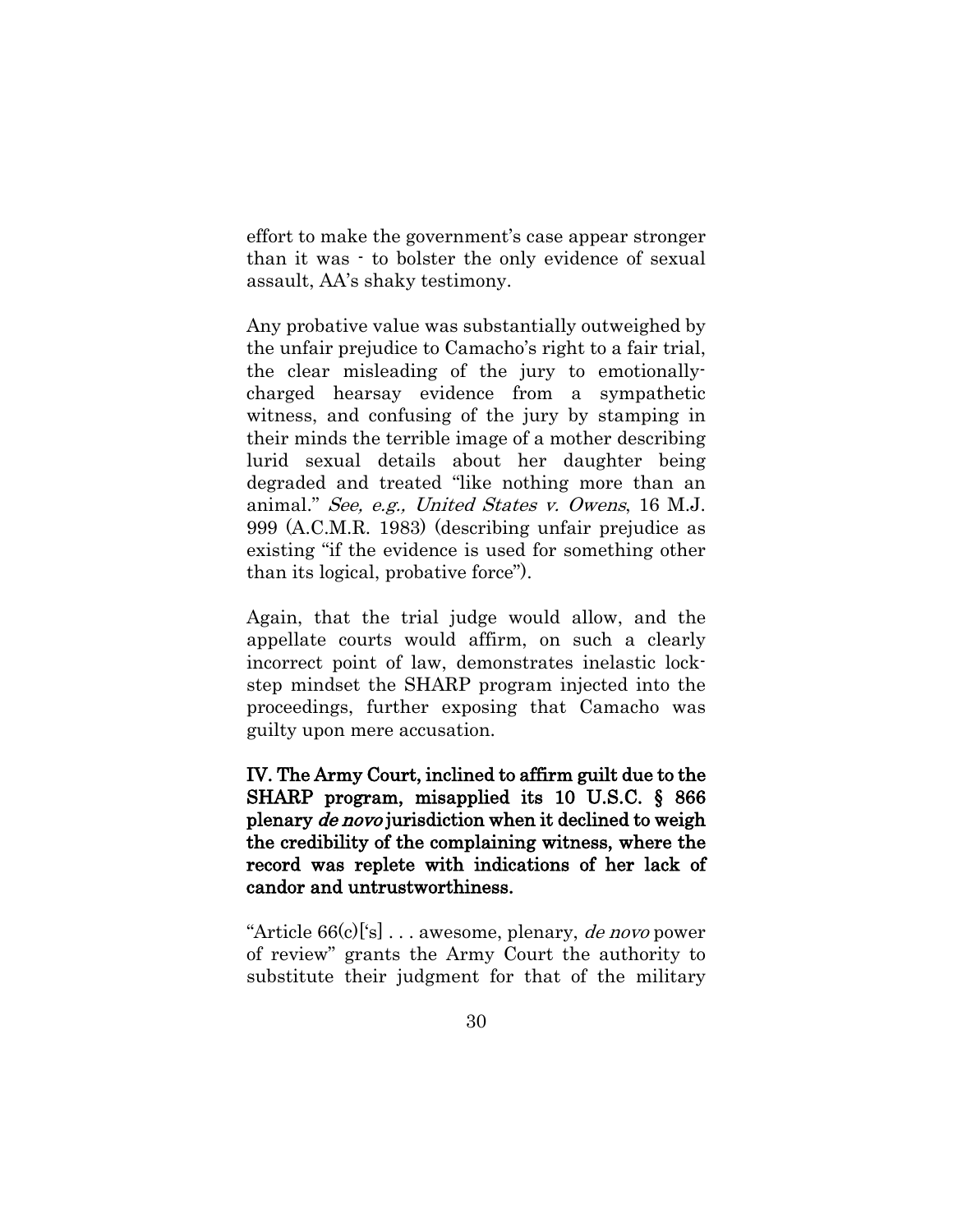effort to make the government's case appear stronger than it was - to bolster the only evidence of sexual assault, AA's shaky testimony.

Any probative value was substantially outweighed by the unfair prejudice to Camacho's right to a fair trial, the clear misleading of the jury to emotionally-charged hearsay evidence from a sympathetic witness, and confusing of the jury by stamping in their minds the terrible image of a mother describing lurid sexual details about her daughter being degraded and treated "like nothing more than an animal." *See, e.g., United States v. Owens*, 16 M.J. 999 (A.C.M.R. 1983) (describing unfair prejudice as existing "if the evidence is used for something other than its logical, probative force").

Again, that the trial judge would allow, and the appellate courts would affirm, on such a clearly incorrect point of law, demonstrates inelastic lock-step mindset the SHARP program injected into the proceedings, further exposing that Camacho was guilty upon mere accusation.

**IV. The Army Court, inclined to affirm guilt due to the SHARP program, misapplied its 10 U.S.C. § 866 plenary *de novo* jurisdiction when it declined to weigh the credibility of the complaining witness, where the record was replete with indications of her lack of candor and untrustworthiness.**

"Article 66(c)['s] . . . awesome, plenary, *de novo* power of review" grants the Army Court the authority to substitute their judgment for that of the military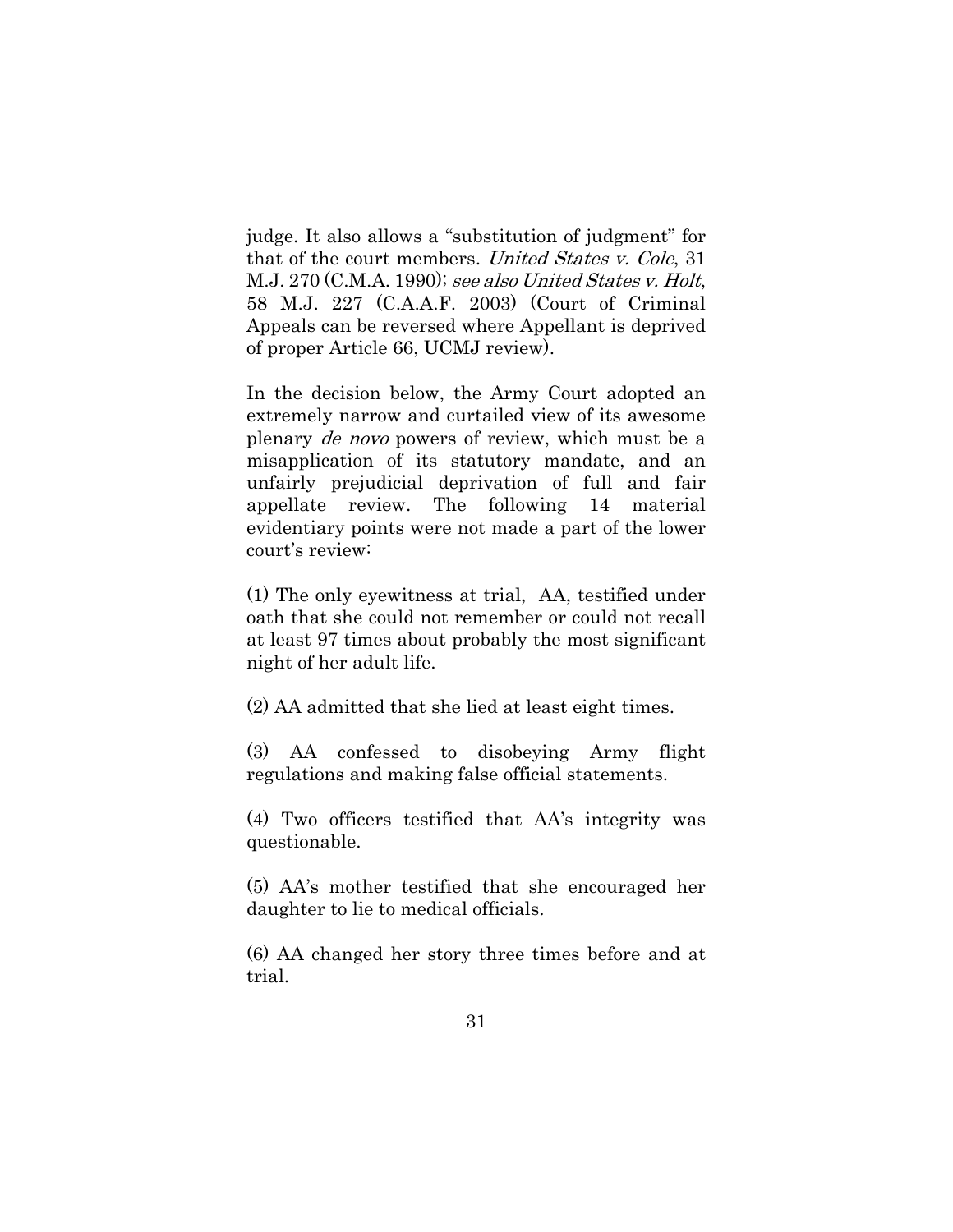judge. It also allows a "substitution of judgment" for that of the court members. *United States v. Cole*, 31 M.J. 270 (C.M.A. 1990); *see also United States v. Holt*, 58 M.J. 227 (C.A.A.F. 2003) (Court of Criminal Appeals can be reversed where Appellant is deprived of proper Article 66, UCMJ review).

In the decision below, the Army Court adopted an extremely narrow and curtailed view of its awesome plenary *de novo* powers of review, which must be a misapplication of its statutory mandate, and an unfairly prejudicial deprivation of full and fair appellate review. The following 14 material evidentiary points were not made a part of the lower court's review:

(1) The only eyewitness at trial, AA, testified under oath that she could not remember or could not recall at least 97 times about probably the most significant night of her adult life.

(2) AA admitted that she lied at least eight times.

(3) AA confessed to disobeying Army flight regulations and making false official statements.

(4) Two officers testified that AA's integrity was questionable.

(5) AA's mother testified that she encouraged her daughter to lie to medical officials.

(6) AA changed her story three times before and at trial.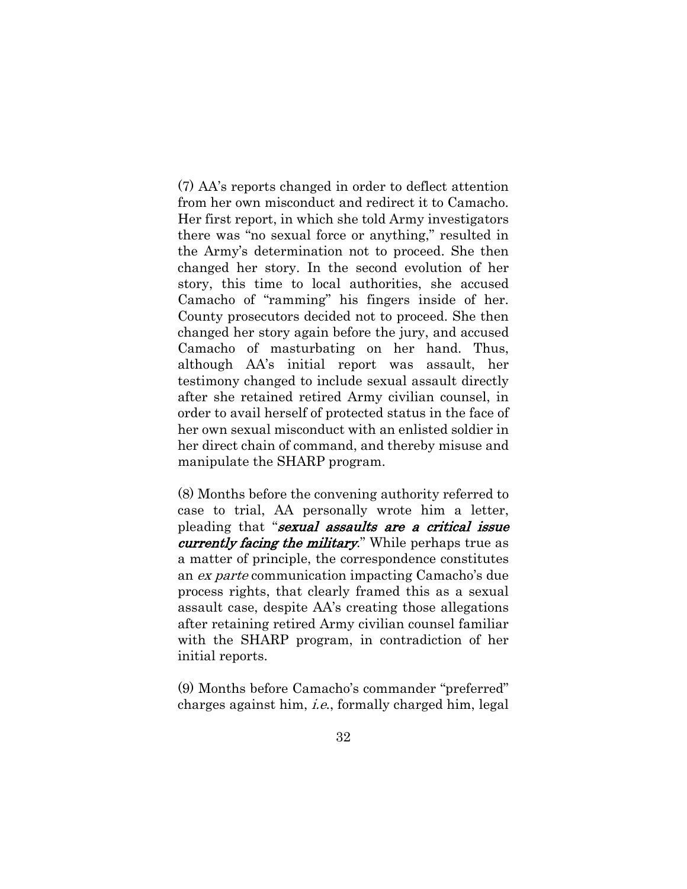(7) AA's reports changed in order to deflect attention from her own misconduct and redirect it to Camacho. Her first report, in which she told Army investigators there was "no sexual force or anything," resulted in the Army's determination not to proceed. She then changed her story. In the second evolution of her story, this time to local authorities, she accused Camacho of "ramming" his fingers inside of her. County prosecutors decided not to proceed. She then changed her story again before the jury, and accused Camacho of masturbating on her hand. Thus, although AA's initial report was assault, her testimony changed to include sexual assault directly after she retained retired Army civilian counsel, in order to avail herself of protected status in the face of her own sexual misconduct with an enlisted soldier in her direct chain of command, and thereby misuse and manipulate the SHARP program.

(8) Months before the convening authority referred to case to trial, AA personally wrote him a letter, pleading that "***sexual assaults are a critical issue currently facing the military***." While perhaps true as a matter of principle, the correspondence constitutes an *ex parte* communication impacting Camacho's due process rights, that clearly framed this as a sexual assault case, despite AA's creating those allegations after retaining retired Army civilian counsel familiar with the SHARP program, in contradiction of her initial reports.

(9) Months before Camacho's commander "preferred" charges against him, *i.e.*, formally charged him, legal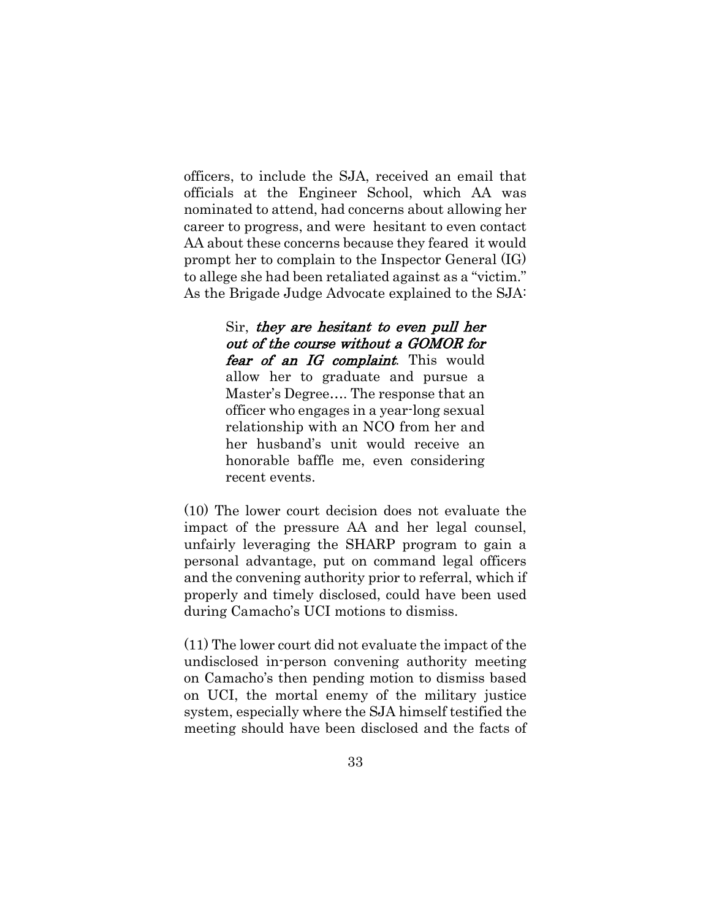officers, to include the SJA, received an email that officials at the Engineer School, which AA was nominated to attend, had concerns about allowing her career to progress, and were hesitant to even contact AA about these concerns because they feared it would prompt her to complain to the Inspector General (IG) to allege she had been retaliated against as a "victim." As the Brigade Judge Advocate explained to the SJA:

> Sir, ***they are hesitant to even pull her out of the course without a GOMOR for fear of an IG complaint***. This would allow her to graduate and pursue a Master's Degree…. The response that an officer who engages in a year-long sexual relationship with an NCO from her and her husband's unit would receive an honorable baffle me, even considering recent events.

(10) The lower court decision does not evaluate the impact of the pressure AA and her legal counsel, unfairly leveraging the SHARP program to gain a personal advantage, put on command legal officers and the convening authority prior to referral, which if properly and timely disclosed, could have been used during Camacho's UCI motions to dismiss.

(11) The lower court did not evaluate the impact of the undisclosed in-person convening authority meeting on Camacho's then pending motion to dismiss based on UCI, the mortal enemy of the military justice system, especially where the SJA himself testified the meeting should have been disclosed and the facts of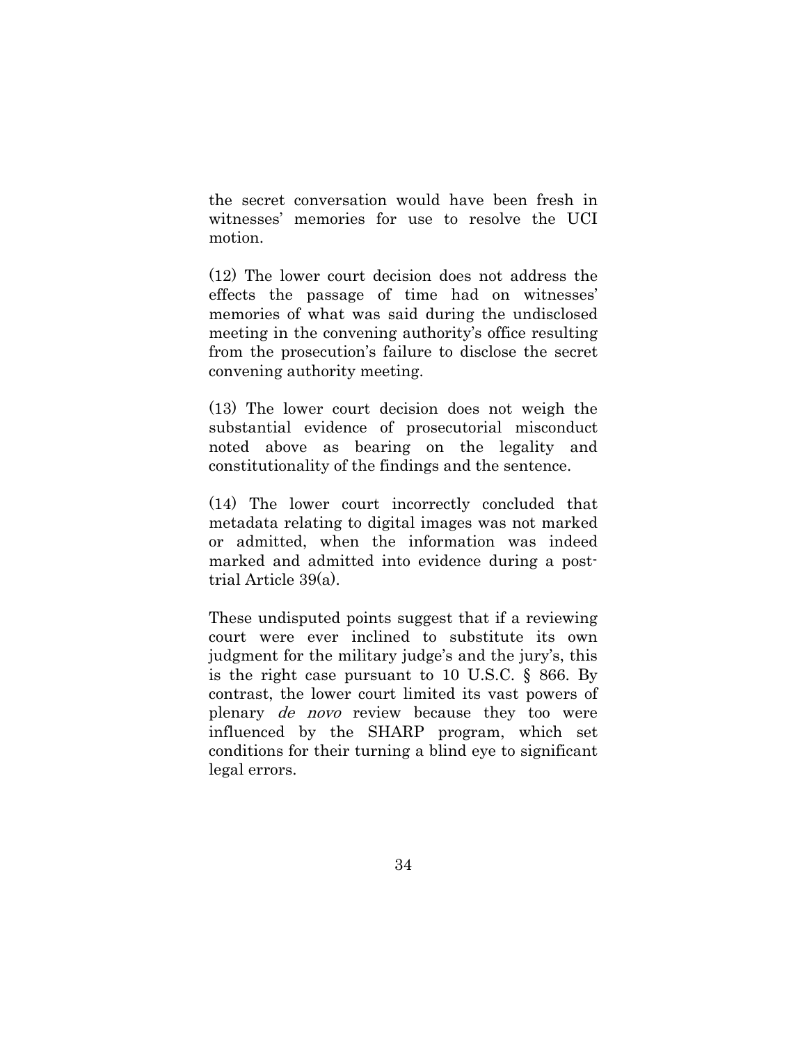the secret conversation would have been fresh in witnesses' memories for use to resolve the UCI motion.

(12) The lower court decision does not address the effects the passage of time had on witnesses' memories of what was said during the undisclosed meeting in the convening authority's office resulting from the prosecution's failure to disclose the secret convening authority meeting.

(13) The lower court decision does not weigh the substantial evidence of prosecutorial misconduct noted above as bearing on the legality and constitutionality of the findings and the sentence.

(14) The lower court incorrectly concluded that metadata relating to digital images was not marked or admitted, when the information was indeed marked and admitted into evidence during a post-trial Article 39(a).

These undisputed points suggest that if a reviewing court were ever inclined to substitute its own judgment for the military judge's and the jury's, this is the right case pursuant to 10 U.S.C. § 866. By contrast, the lower court limited its vast powers of plenary *de novo* review because they too were influenced by the SHARP program, which set conditions for their turning a blind eye to significant legal errors.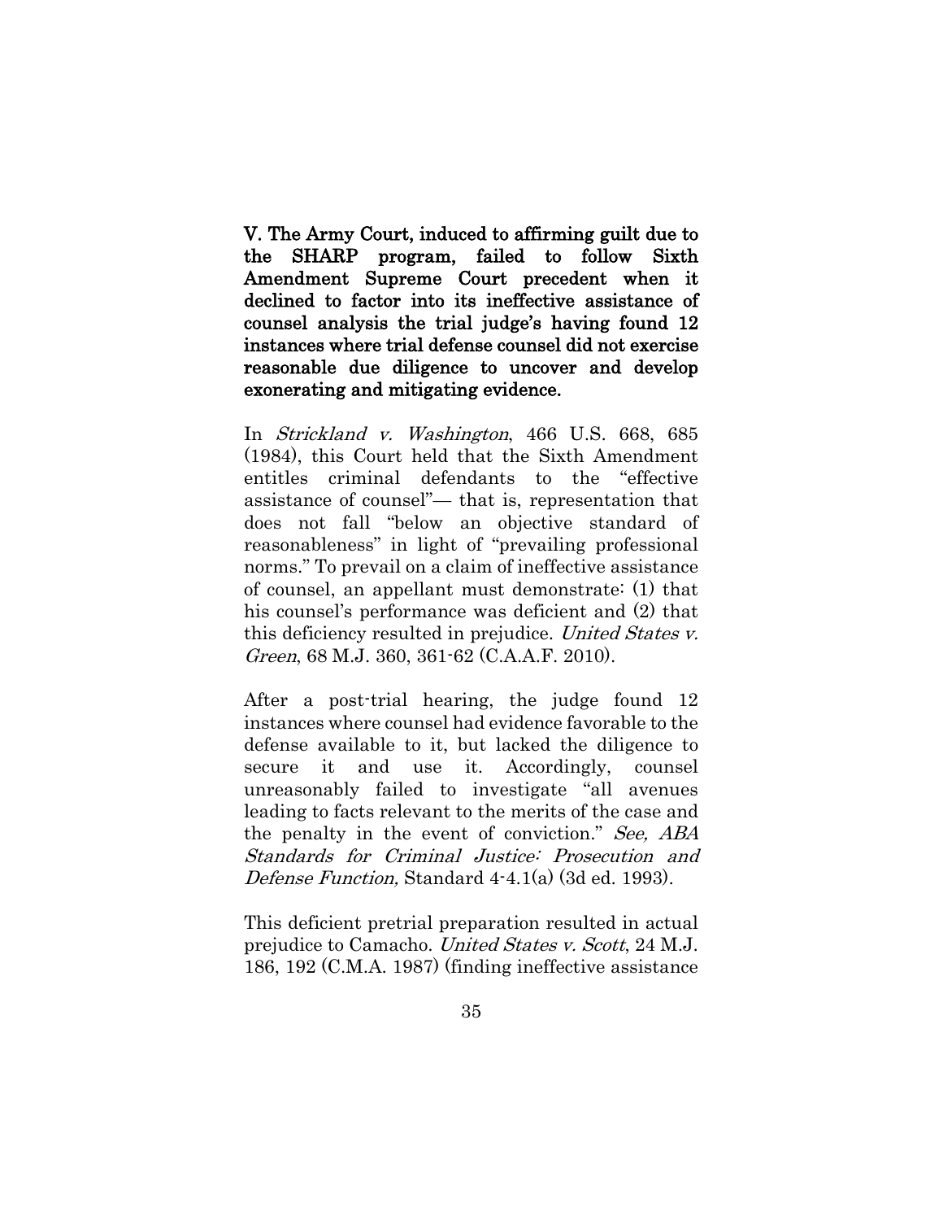**V. The Army Court, induced to affirming guilt due to the SHARP program, failed to follow Sixth Amendment Supreme Court precedent when it declined to factor into its ineffective assistance of counsel analysis the trial judge's having found 12 instances where trial defense counsel did not exercise reasonable due diligence to uncover and develop exonerating and mitigating evidence.**

In *Strickland v. Washington*, 466 U.S. 668, 685 (1984), this Court held that the Sixth Amendment entitles criminal defendants to the "effective assistance of counsel"— that is, representation that does not fall "below an objective standard of reasonableness" in light of "prevailing professional norms." To prevail on a claim of ineffective assistance of counsel, an appellant must demonstrate: (1) that his counsel's performance was deficient and (2) that this deficiency resulted in prejudice. *United States v. Green*, 68 M.J. 360, 361-62 (C.A.A.F. 2010).

After a post-trial hearing, the judge found 12 instances where counsel had evidence favorable to the defense available to it, but lacked the diligence to secure it and use it. Accordingly, counsel unreasonably failed to investigate "all avenues leading to facts relevant to the merits of the case and the penalty in the event of conviction." *See, ABA Standards for Criminal Justice: Prosecution and Defense Function,* Standard 4-4.1(a) (3d ed. 1993).

This deficient pretrial preparation resulted in actual prejudice to Camacho. *United States v. Scott*, 24 M.J. 186, 192 (C.M.A. 1987) (finding ineffective assistance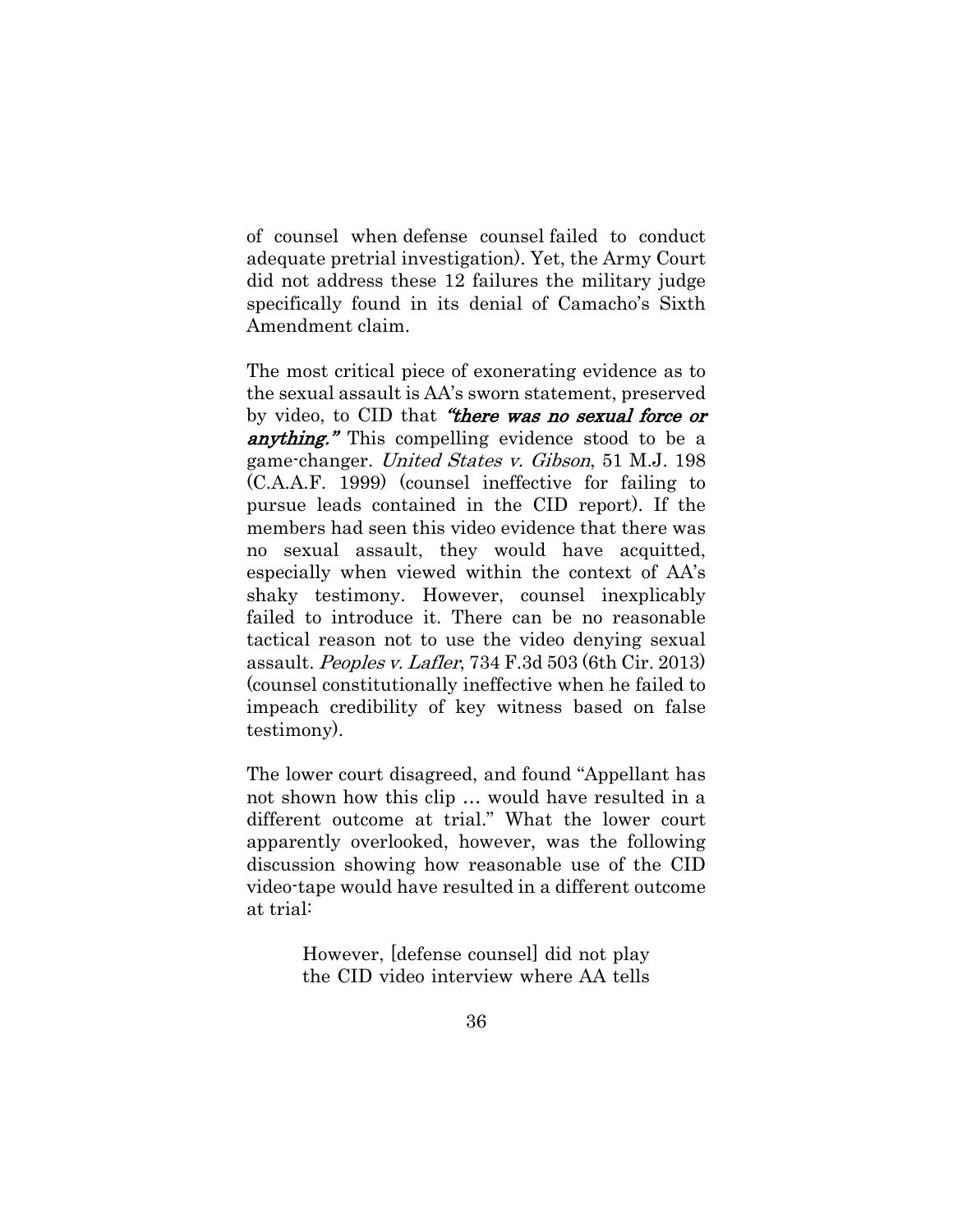of counsel when defense counsel failed to conduct adequate pretrial investigation). Yet, the Army Court did not address these 12 failures the military judge specifically found in its denial of Camacho's Sixth Amendment claim.

The most critical piece of exonerating evidence as to the sexual assault is AA's sworn statement, preserved by video, to CID that ***"there was no sexual force or anything."*** This compelling evidence stood to be a game-changer. *United States v. Gibson*, 51 M.J. 198 (C.A.A.F. 1999) (counsel ineffective for failing to pursue leads contained in the CID report). If the members had seen this video evidence that there was no sexual assault, they would have acquitted, especially when viewed within the context of AA's shaky testimony. However, counsel inexplicably failed to introduce it. There can be no reasonable tactical reason not to use the video denying sexual assault. *Peoples v. Lafler*, 734 F.3d 503 (6th Cir. 2013) (counsel constitutionally ineffective when he failed to impeach credibility of key witness based on false testimony).

The lower court disagreed, and found "Appellant has not shown how this clip … would have resulted in a different outcome at trial." What the lower court apparently overlooked, however, was the following discussion showing how reasonable use of the CID video-tape would have resulted in a different outcome at trial:

> However, [defense counsel] did not play the CID video interview where AA tells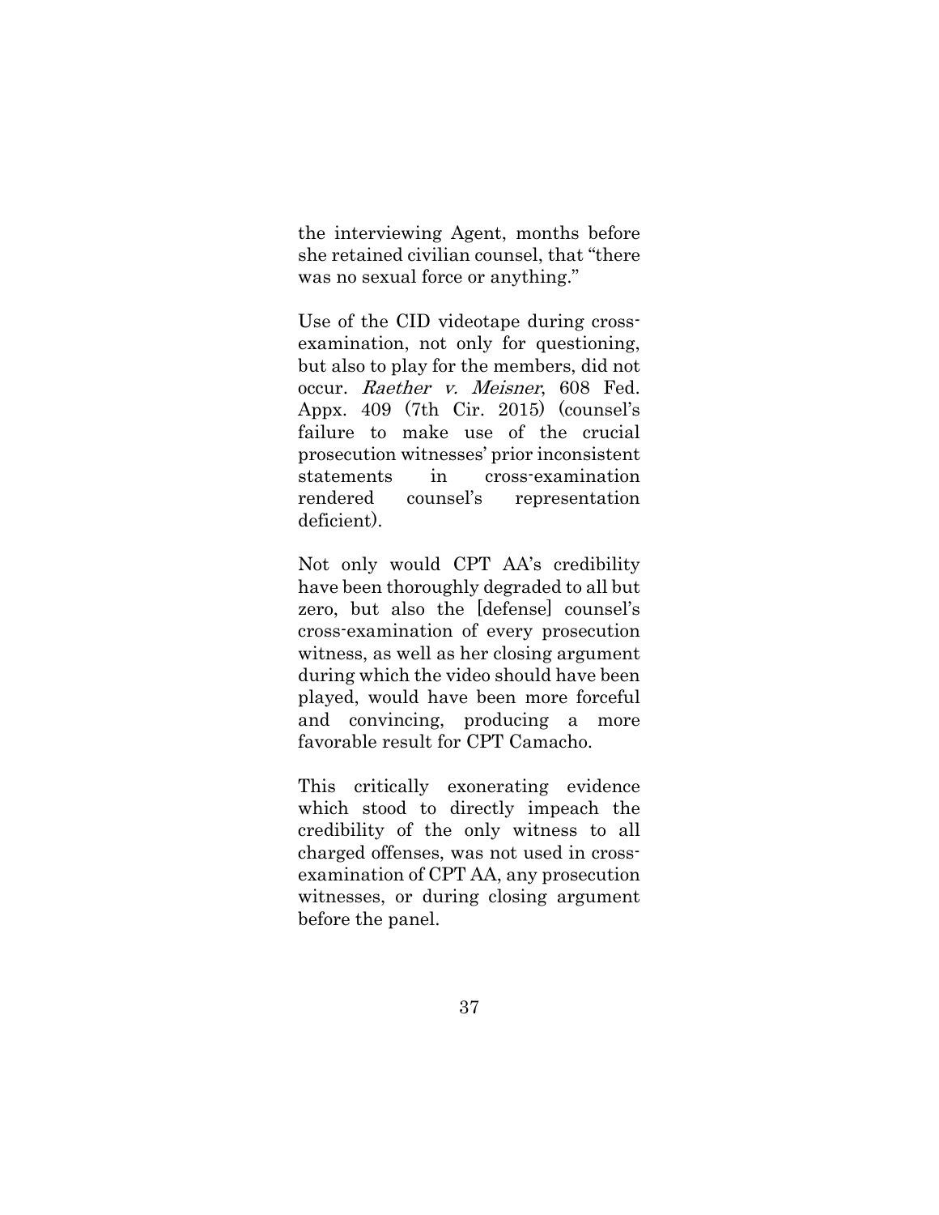the interviewing Agent, months before she retained civilian counsel, that "there was no sexual force or anything."

Use of the CID videotape during cross-examination, not only for questioning, but also to play for the members, did not occur. *Raether v. Meisner*, 608 Fed. Appx. 409 (7th Cir. 2015) (counsel's failure to make use of the crucial prosecution witnesses' prior inconsistent statements in cross-examination rendered counsel's representation deficient).

Not only would CPT AA's credibility have been thoroughly degraded to all but zero, but also the [defense] counsel's cross-examination of every prosecution witness, as well as her closing argument during which the video should have been played, would have been more forceful and convincing, producing a more favorable result for CPT Camacho.

This critically exonerating evidence which stood to directly impeach the credibility of the only witness to all charged offenses, was not used in cross-examination of CPT AA, any prosecution witnesses, or during closing argument before the panel.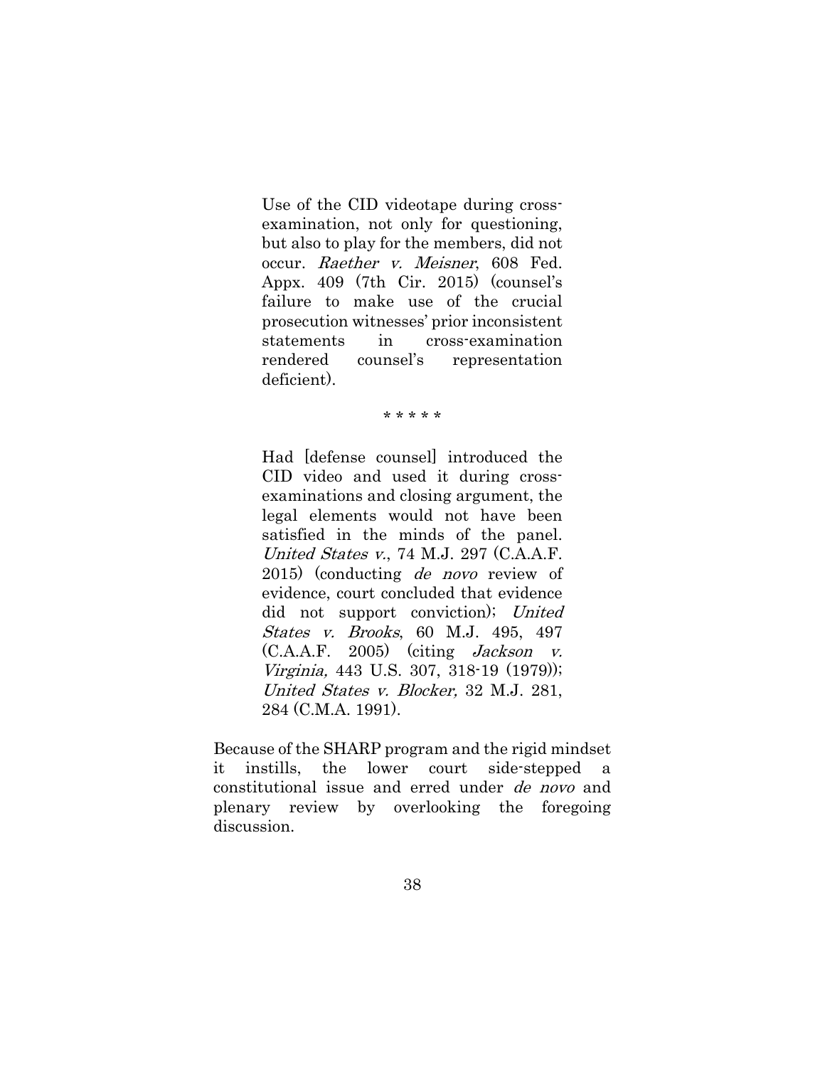> Use of the CID videotape during cross-examination, not only for questioning, but also to play for the members, did not occur. *Raether v. Meisner*, 608 Fed. Appx. 409 (7th Cir. 2015) (counsel's failure to make use of the crucial prosecution witnesses' prior inconsistent statements in cross-examination rendered counsel's representation deficient).
>
> \* \* \* \* \*
>
> Had [defense counsel] introduced the CID video and used it during cross-examinations and closing argument, the legal elements would not have been satisfied in the minds of the panel. *United States v.*, 74 M.J. 297 (C.A.A.F. 2015) (conducting *de novo* review of evidence, court concluded that evidence did not support conviction); *United States v. Brooks*, 60 M.J. 495, 497 (C.A.A.F. 2005) (citing *Jackson v. Virginia,* 443 U.S. 307, 318-19 (1979)); *United States v. Blocker,* 32 M.J. 281, 284 (C.M.A. 1991).

Because of the SHARP program and the rigid mindset it instills, the lower court side-stepped a constitutional issue and erred under *de novo* and plenary review by overlooking the foregoing discussion.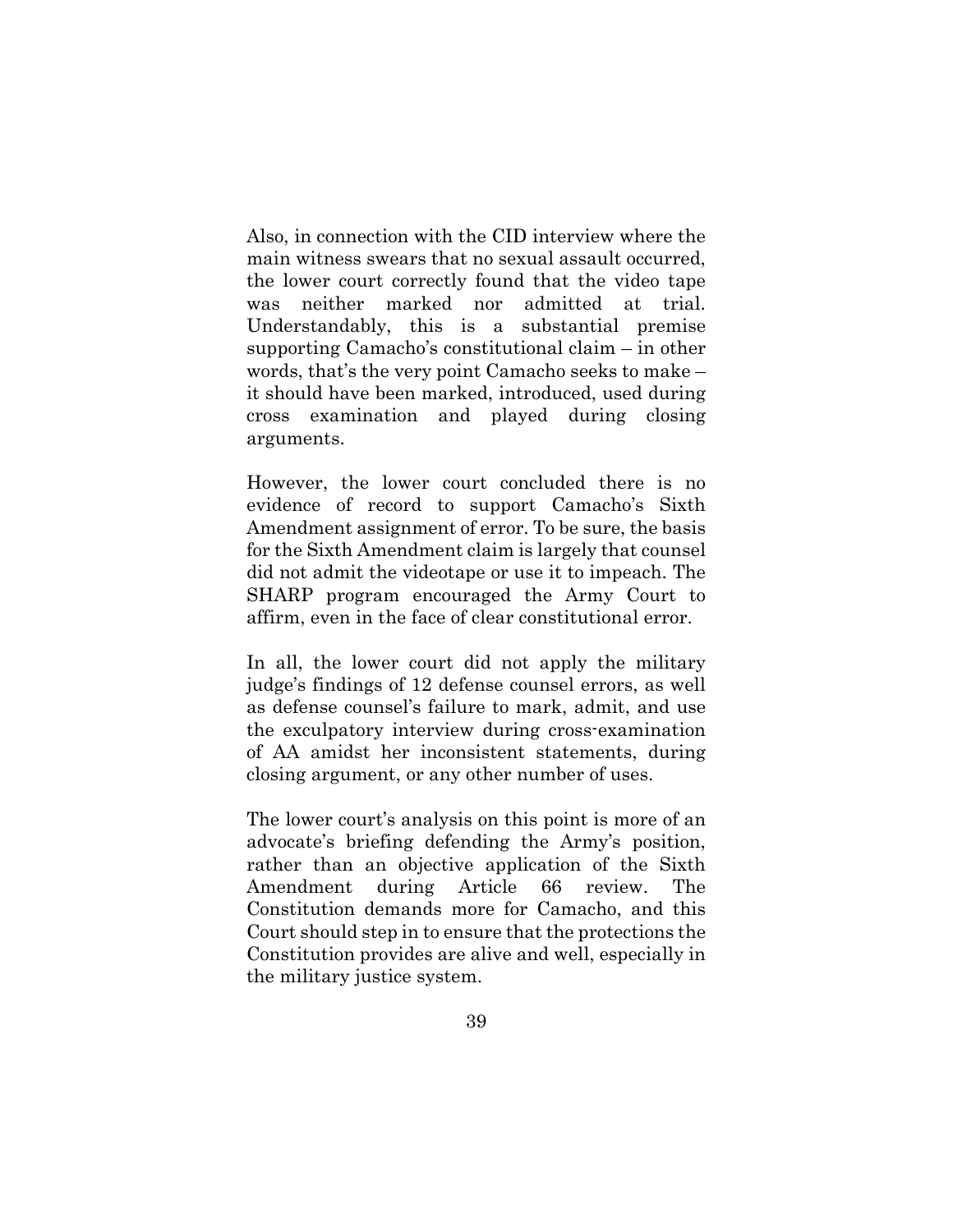Also, in connection with the CID interview where the main witness swears that no sexual assault occurred, the lower court correctly found that the video tape was neither marked nor admitted at trial. Understandably, this is a substantial premise supporting Camacho's constitutional claim – in other words, that's the very point Camacho seeks to make – it should have been marked, introduced, used during cross examination and played during closing arguments.

However, the lower court concluded there is no evidence of record to support Camacho's Sixth Amendment assignment of error. To be sure, the basis for the Sixth Amendment claim is largely that counsel did not admit the videotape or use it to impeach. The SHARP program encouraged the Army Court to affirm, even in the face of clear constitutional error.

In all, the lower court did not apply the military judge's findings of 12 defense counsel errors, as well as defense counsel's failure to mark, admit, and use the exculpatory interview during cross-examination of AA amidst her inconsistent statements, during closing argument, or any other number of uses.

The lower court's analysis on this point is more of an advocate's briefing defending the Army's position, rather than an objective application of the Sixth Amendment during Article 66 review. The Constitution demands more for Camacho, and this Court should step in to ensure that the protections the Constitution provides are alive and well, especially in the military justice system.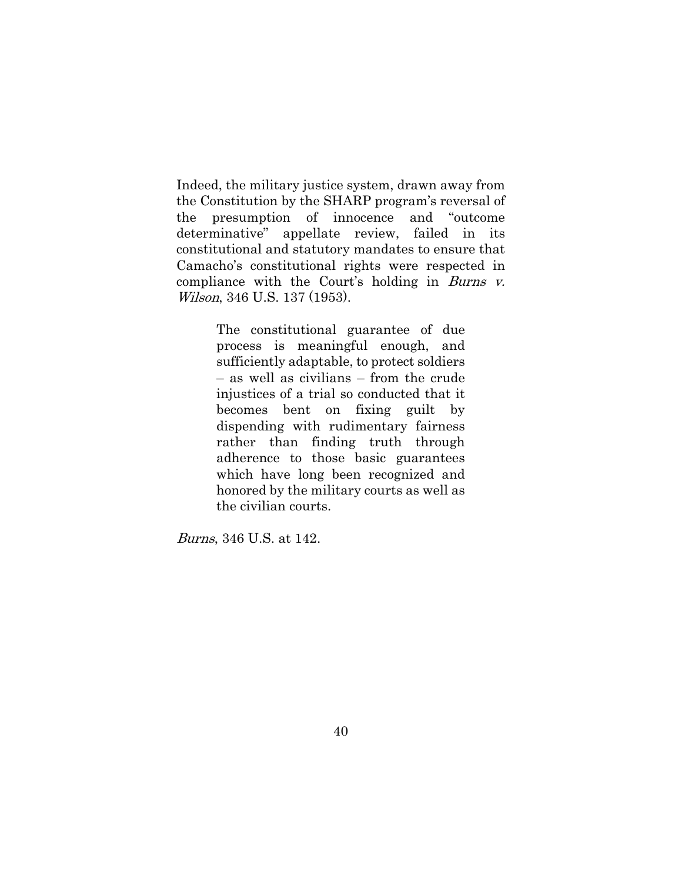Indeed, the military justice system, drawn away from the Constitution by the SHARP program's reversal of the presumption of innocence and "outcome determinative" appellate review, failed in its constitutional and statutory mandates to ensure that Camacho's constitutional rights were respected in compliance with the Court's holding in *Burns v. Wilson*, 346 U.S. 137 (1953).

> The constitutional guarantee of due process is meaningful enough, and sufficiently adaptable, to protect soldiers – as well as civilians – from the crude injustices of a trial so conducted that it becomes bent on fixing guilt by dispending with rudimentary fairness rather than finding truth through adherence to those basic guarantees which have long been recognized and honored by the military courts as well as the civilian courts.

*Burns*, 346 U.S. at 142.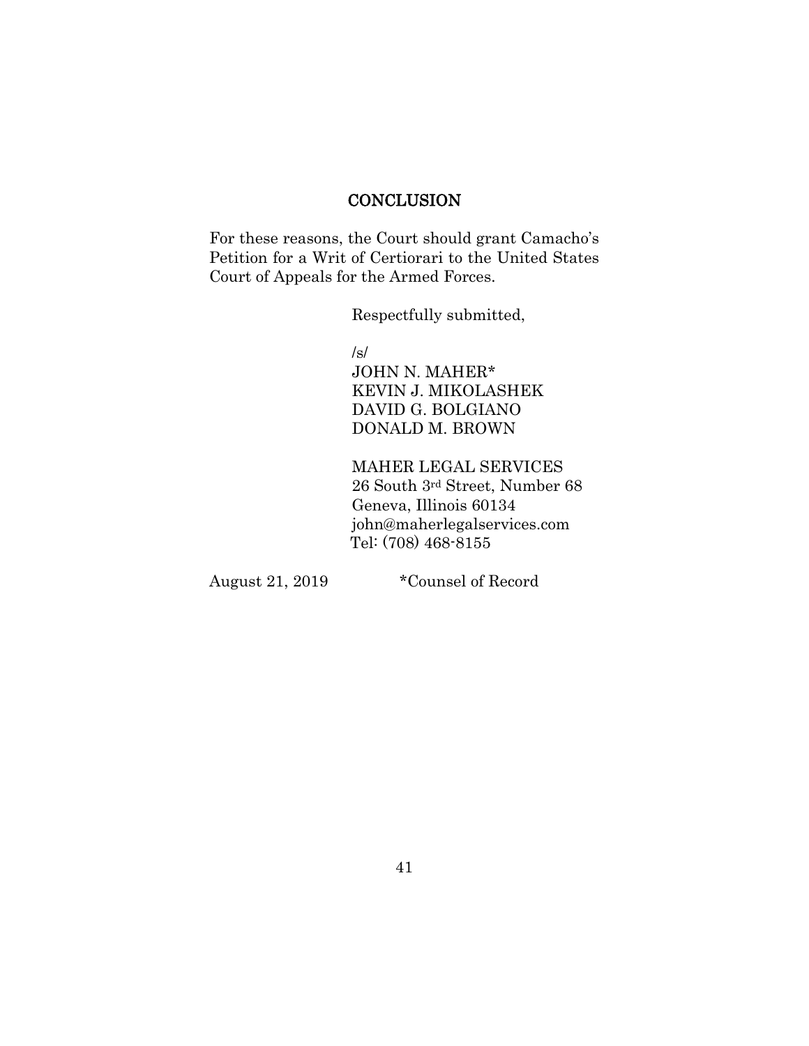## CONCLUSION

For these reasons, the Court should grant Camacho's Petition for a Writ of Certiorari to the United States Court of Appeals for the Armed Forces.

Respectfully submitted,

/s/
JOHN N. MAHER*
KEVIN J. MIKOLASHEK
DAVID G. BOLGIANO
DONALD M. BROWN

MAHER LEGAL SERVICES
26 South 3rd Street, Number 68
Geneva, Illinois 60134
john@maherlegalservices.com
Tel: (708) 468-8155

August 21, 2019 *Counsel of Record